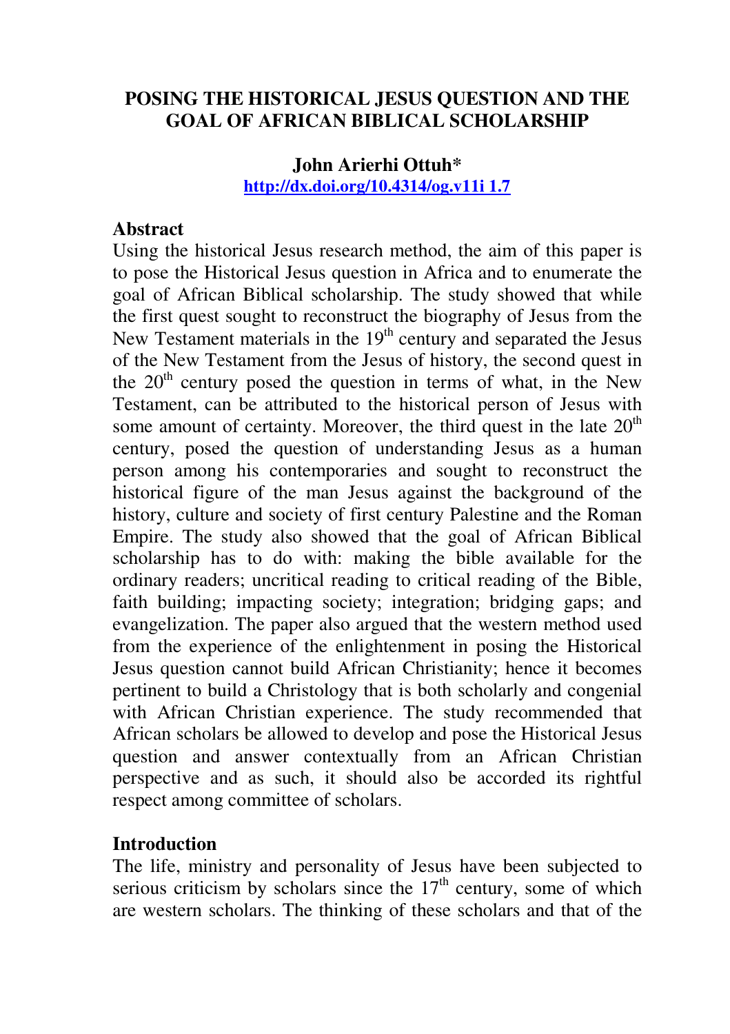# POSING THE HISTORICAL JESUS QUESTION AND THE GOAL OF AFRICAN BIBLICAL SCHOLARSHIP

**John Arierhi Ottuh***

http://dx.doi.org/10.4314/og.v11i 1.7

## Abstract

Using the historical Jesus research method, the aim of this paper is to pose the Historical Jesus question in Africa and to enumerate the goal of African Biblical scholarship. The study showed that while the first quest sought to reconstruct the biography of Jesus from the New Testament materials in the 19th century and separated the Jesus of the New Testament from the Jesus of history, the second quest in the 20th century posed the question in terms of what, in the New Testament, can be attributed to the historical person of Jesus with some amount of certainty. Moreover, the third quest in the late 20th century, posed the question of understanding Jesus as a human person among his contemporaries and sought to reconstruct the historical figure of the man Jesus against the background of the history, culture and society of first century Palestine and the Roman Empire. The study also showed that the goal of African Biblical scholarship has to do with: making the bible available for the ordinary readers; uncritical reading to critical reading of the Bible, faith building; impacting society; integration; bridging gaps; and evangelization. The paper also argued that the western method used from the experience of the enlightenment in posing the Historical Jesus question cannot build African Christianity; hence it becomes pertinent to build a Christology that is both scholarly and congenial with African Christian experience. The study recommended that African scholars be allowed to develop and pose the Historical Jesus question and answer contextually from an African Christian perspective and as such, it should also be accorded its rightful respect among committee of scholars.

## Introduction

The life, ministry and personality of Jesus have been subjected to serious criticism by scholars since the 17th century, some of which are western scholars. The thinking of these scholars and that of the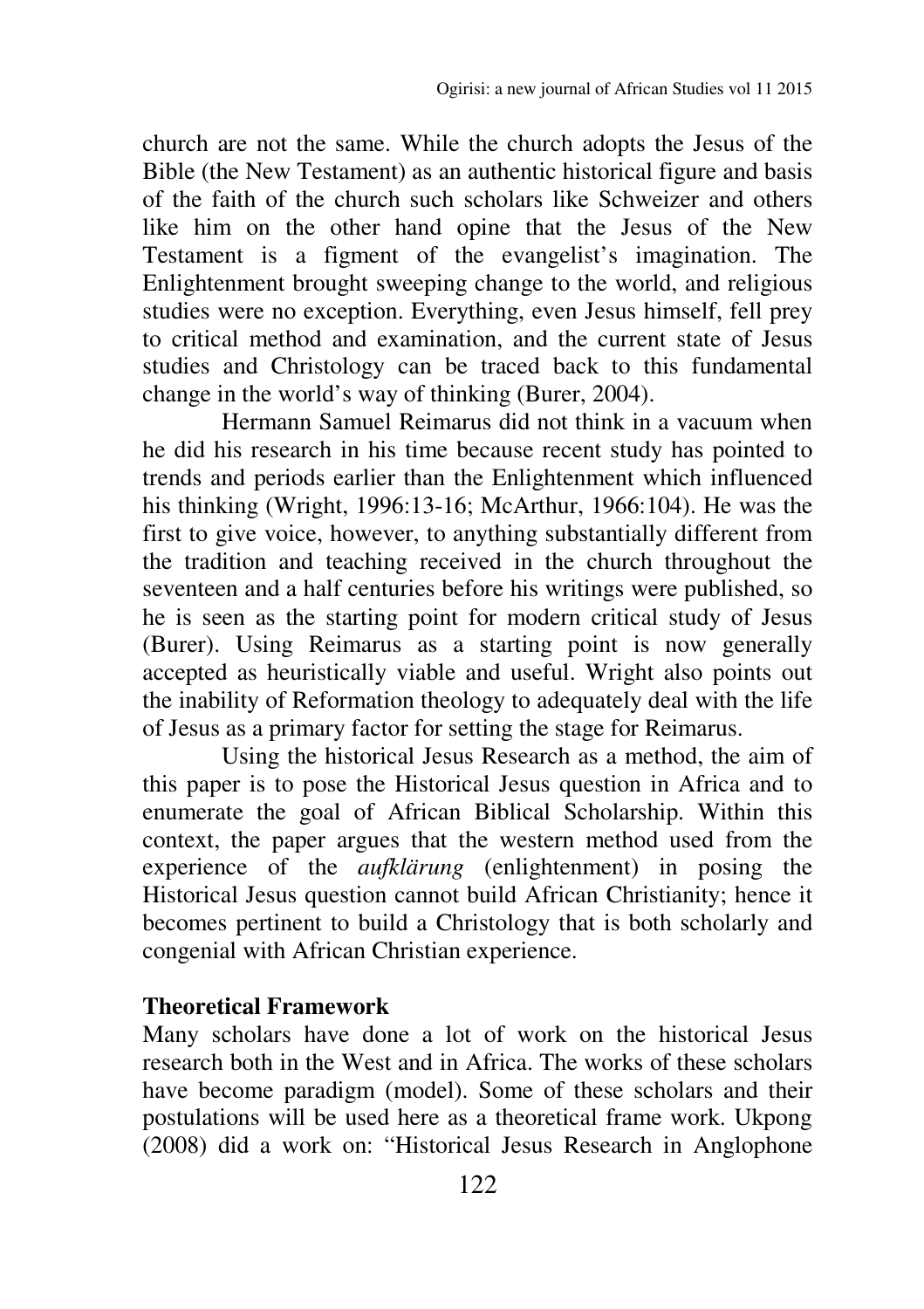church are not the same. While the church adopts the Jesus of the Bible (the New Testament) as an authentic historical figure and basis of the faith of the church such scholars like Schweizer and others like him on the other hand opine that the Jesus of the New Testament is a figment of the evangelist's imagination. The Enlightenment brought sweeping change to the world, and religious studies were no exception. Everything, even Jesus himself, fell prey to critical method and examination, and the current state of Jesus studies and Christology can be traced back to this fundamental change in the world's way of thinking (Burer, 2004).

Hermann Samuel Reimarus did not think in a vacuum when he did his research in his time because recent study has pointed to trends and periods earlier than the Enlightenment which influenced his thinking (Wright, 1996:13-16; McArthur, 1966:104). He was the first to give voice, however, to anything substantially different from the tradition and teaching received in the church throughout the seventeen and a half centuries before his writings were published, so he is seen as the starting point for modern critical study of Jesus (Burer). Using Reimarus as a starting point is now generally accepted as heuristically viable and useful. Wright also points out the inability of Reformation theology to adequately deal with the life of Jesus as a primary factor for setting the stage for Reimarus.

Using the historical Jesus Research as a method, the aim of this paper is to pose the Historical Jesus question in Africa and to enumerate the goal of African Biblical Scholarship. Within this context, the paper argues that the western method used from the experience of the *aufklärung* (enlightenment) in posing the Historical Jesus question cannot build African Christianity; hence it becomes pertinent to build a Christology that is both scholarly and congenial with African Christian experience.

## Theoretical Framework

Many scholars have done a lot of work on the historical Jesus research both in the West and in Africa. The works of these scholars have become paradigm (model). Some of these scholars and their postulations will be used here as a theoretical frame work. Ukpong (2008) did a work on: "Historical Jesus Research in Anglophone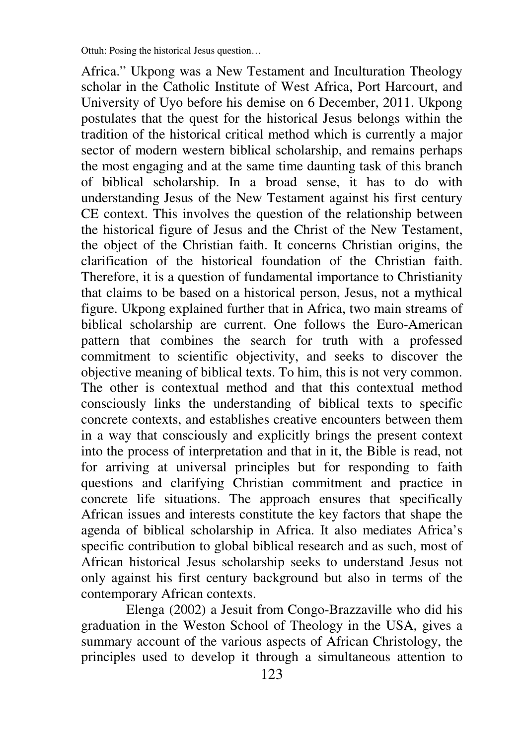Africa." Ukpong was a New Testament and Inculturation Theology scholar in the Catholic Institute of West Africa, Port Harcourt, and University of Uyo before his demise on 6 December, 2011. Ukpong postulates that the quest for the historical Jesus belongs within the tradition of the historical critical method which is currently a major sector of modern western biblical scholarship, and remains perhaps the most engaging and at the same time daunting task of this branch of biblical scholarship. In a broad sense, it has to do with understanding Jesus of the New Testament against his first century CE context. This involves the question of the relationship between the historical figure of Jesus and the Christ of the New Testament, the object of the Christian faith. It concerns Christian origins, the clarification of the historical foundation of the Christian faith. Therefore, it is a question of fundamental importance to Christianity that claims to be based on a historical person, Jesus, not a mythical figure. Ukpong explained further that in Africa, two main streams of biblical scholarship are current. One follows the Euro-American pattern that combines the search for truth with a professed commitment to scientific objectivity, and seeks to discover the objective meaning of biblical texts. To him, this is not very common. The other is contextual method and that this contextual method consciously links the understanding of biblical texts to specific concrete contexts, and establishes creative encounters between them in a way that consciously and explicitly brings the present context into the process of interpretation and that in it, the Bible is read, not for arriving at universal principles but for responding to faith questions and clarifying Christian commitment and practice in concrete life situations. The approach ensures that specifically African issues and interests constitute the key factors that shape the agenda of biblical scholarship in Africa. It also mediates Africa's specific contribution to global biblical research and as such, most of African historical Jesus scholarship seeks to understand Jesus not only against his first century background but also in terms of the contemporary African contexts.

Elenga (2002) a Jesuit from Congo-Brazzaville who did his graduation in the Weston School of Theology in the USA, gives a summary account of the various aspects of African Christology, the principles used to develop it through a simultaneous attention to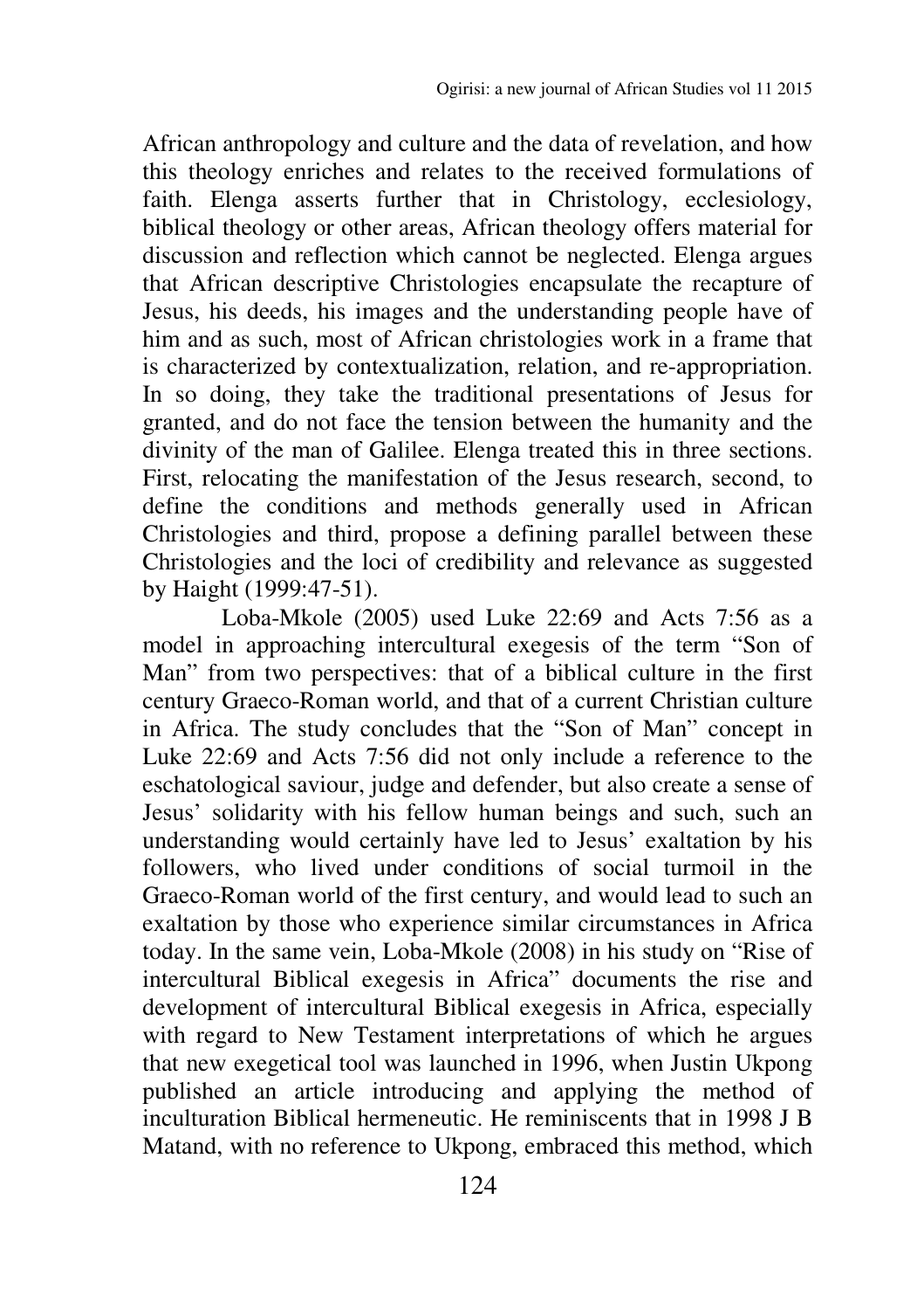African anthropology and culture and the data of revelation, and how this theology enriches and relates to the received formulations of faith. Elenga asserts further that in Christology, ecclesiology, biblical theology or other areas, African theology offers material for discussion and reflection which cannot be neglected. Elenga argues that African descriptive Christologies encapsulate the recapture of Jesus, his deeds, his images and the understanding people have of him and as such, most of African christologies work in a frame that is characterized by contextualization, relation, and re-appropriation. In so doing, they take the traditional presentations of Jesus for granted, and do not face the tension between the humanity and the divinity of the man of Galilee. Elenga treated this in three sections. First, relocating the manifestation of the Jesus research, second, to define the conditions and methods generally used in African Christologies and third, propose a defining parallel between these Christologies and the loci of credibility and relevance as suggested by Haight (1999:47-51).

Loba-Mkole (2005) used Luke 22:69 and Acts 7:56 as a model in approaching intercultural exegesis of the term "Son of Man" from two perspectives: that of a biblical culture in the first century Graeco-Roman world, and that of a current Christian culture in Africa. The study concludes that the "Son of Man" concept in Luke 22:69 and Acts 7:56 did not only include a reference to the eschatological saviour, judge and defender, but also create a sense of Jesus' solidarity with his fellow human beings and such, such an understanding would certainly have led to Jesus' exaltation by his followers, who lived under conditions of social turmoil in the Graeco-Roman world of the first century, and would lead to such an exaltation by those who experience similar circumstances in Africa today. In the same vein, Loba-Mkole (2008) in his study on "Rise of intercultural Biblical exegesis in Africa" documents the rise and development of intercultural Biblical exegesis in Africa, especially with regard to New Testament interpretations of which he argues that new exegetical tool was launched in 1996, when Justin Ukpong published an article introducing and applying the method of inculturation Biblical hermeneutic. He reminiscents that in 1998 J B Matand, with no reference to Ukpong, embraced this method, which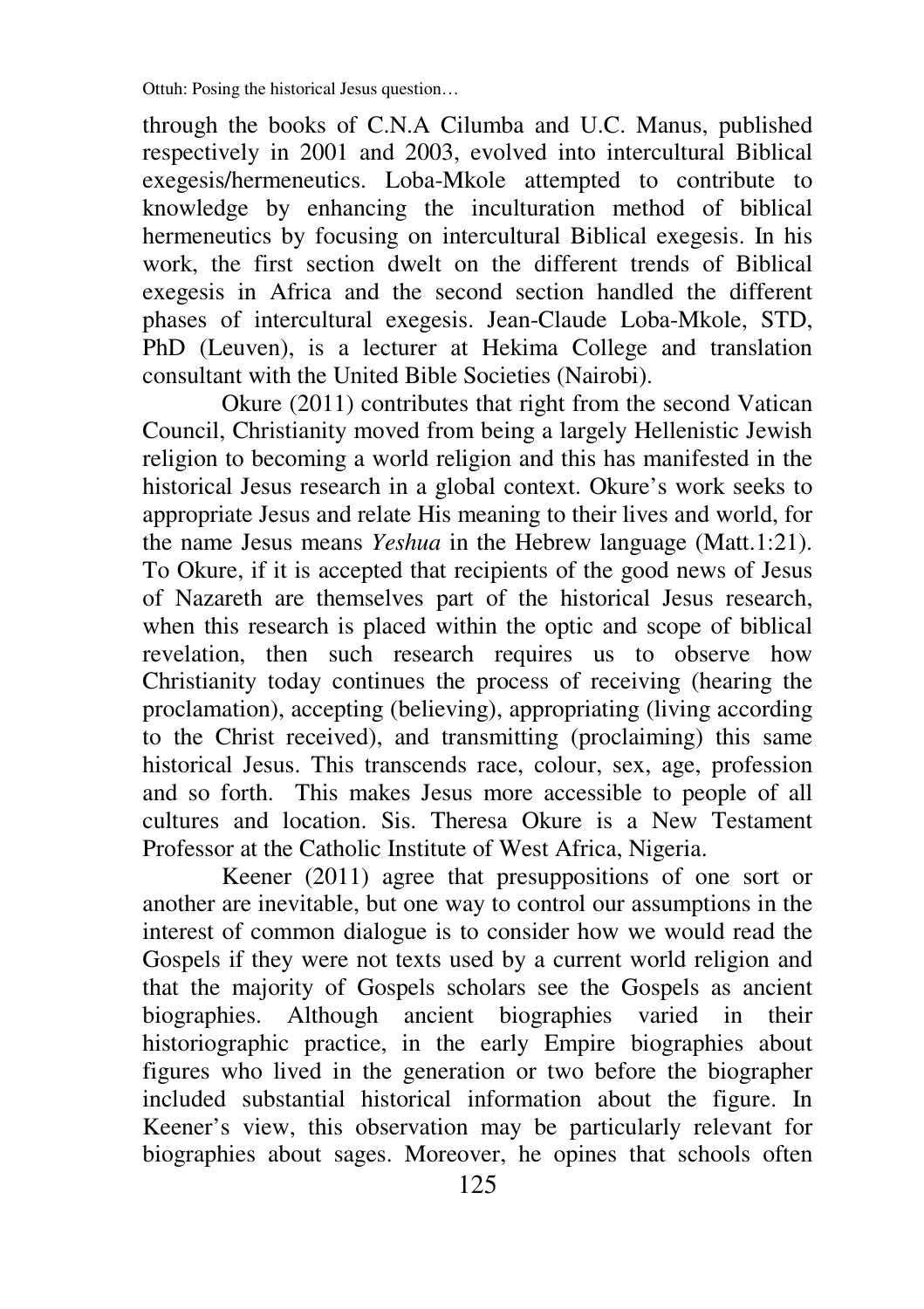through the books of C.N.A Cilumba and U.C. Manus, published respectively in 2001 and 2003, evolved into intercultural Biblical exegesis/hermeneutics. Loba-Mkole attempted to contribute to knowledge by enhancing the inculturation method of biblical hermeneutics by focusing on intercultural Biblical exegesis. In his work, the first section dwelt on the different trends of Biblical exegesis in Africa and the second section handled the different phases of intercultural exegesis. Jean-Claude Loba-Mkole, STD, PhD (Leuven), is a lecturer at Hekima College and translation consultant with the United Bible Societies (Nairobi).

Okure (2011) contributes that right from the second Vatican Council, Christianity moved from being a largely Hellenistic Jewish religion to becoming a world religion and this has manifested in the historical Jesus research in a global context. Okure's work seeks to appropriate Jesus and relate His meaning to their lives and world, for the name Jesus means *Yeshua* in the Hebrew language (Matt.1:21). To Okure, if it is accepted that recipients of the good news of Jesus of Nazareth are themselves part of the historical Jesus research, when this research is placed within the optic and scope of biblical revelation, then such research requires us to observe how Christianity today continues the process of receiving (hearing the proclamation), accepting (believing), appropriating (living according to the Christ received), and transmitting (proclaiming) this same historical Jesus. This transcends race, colour, sex, age, profession and so forth. This makes Jesus more accessible to people of all cultures and location. Sis. Theresa Okure is a New Testament Professor at the Catholic Institute of West Africa, Nigeria.

Keener (2011) agree that presuppositions of one sort or another are inevitable, but one way to control our assumptions in the interest of common dialogue is to consider how we would read the Gospels if they were not texts used by a current world religion and that the majority of Gospels scholars see the Gospels as ancient biographies. Although ancient biographies varied in their historiographic practice, in the early Empire biographies about figures who lived in the generation or two before the biographer included substantial historical information about the figure. In Keener's view, this observation may be particularly relevant for biographies about sages. Moreover, he opines that schools often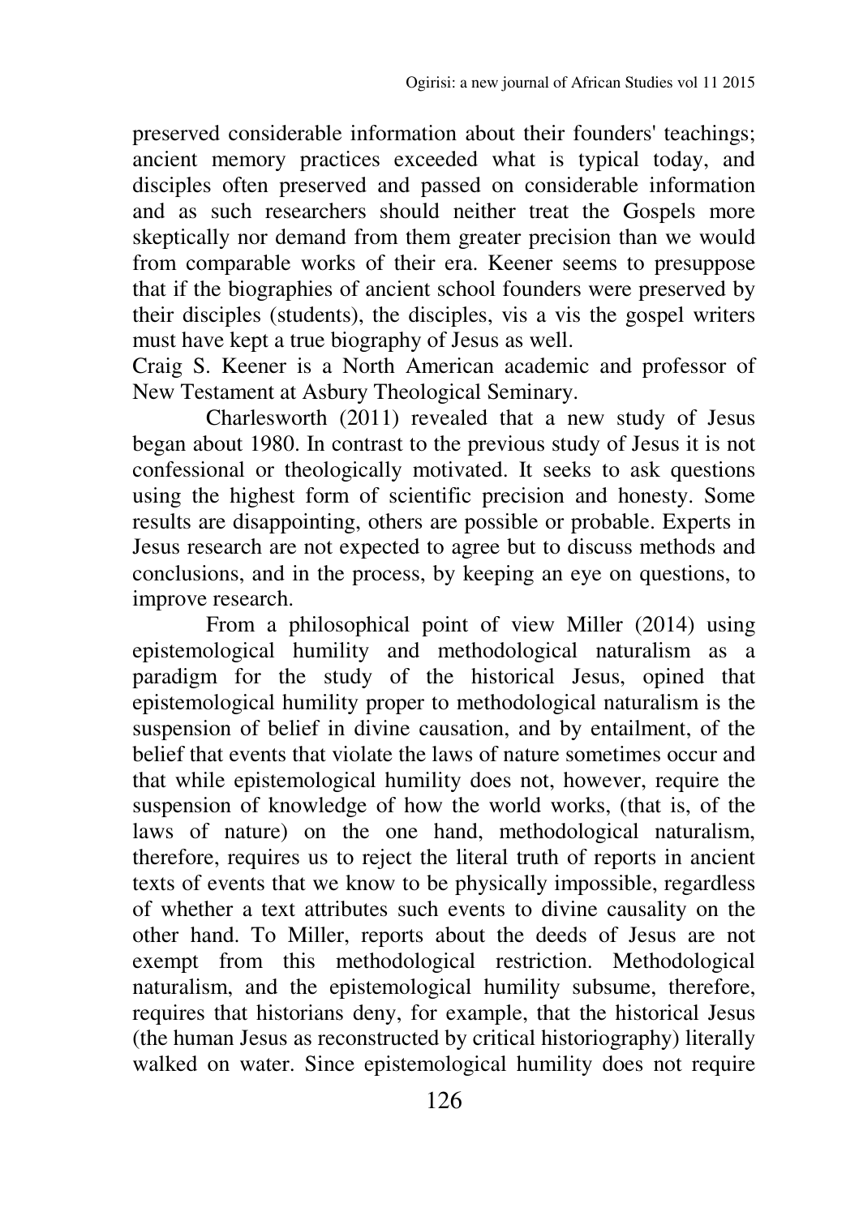preserved considerable information about their founders' teachings; ancient memory practices exceeded what is typical today, and disciples often preserved and passed on considerable information and as such researchers should neither treat the Gospels more skeptically nor demand from them greater precision than we would from comparable works of their era. Keener seems to presuppose that if the biographies of ancient school founders were preserved by their disciples (students), the disciples, vis a vis the gospel writers must have kept a true biography of Jesus as well.

Craig S. Keener is a North American academic and professor of New Testament at Asbury Theological Seminary.

Charlesworth (2011) revealed that a new study of Jesus began about 1980. In contrast to the previous study of Jesus it is not confessional or theologically motivated. It seeks to ask questions using the highest form of scientific precision and honesty. Some results are disappointing, others are possible or probable. Experts in Jesus research are not expected to agree but to discuss methods and conclusions, and in the process, by keeping an eye on questions, to improve research.

From a philosophical point of view Miller (2014) using epistemological humility and methodological naturalism as a paradigm for the study of the historical Jesus, opined that epistemological humility proper to methodological naturalism is the suspension of belief in divine causation, and by entailment, of the belief that events that violate the laws of nature sometimes occur and that while epistemological humility does not, however, require the suspension of knowledge of how the world works, (that is, of the laws of nature) on the one hand, methodological naturalism, therefore, requires us to reject the literal truth of reports in ancient texts of events that we know to be physically impossible, regardless of whether a text attributes such events to divine causality on the other hand. To Miller, reports about the deeds of Jesus are not exempt from this methodological restriction. Methodological naturalism, and the epistemological humility subsume, therefore, requires that historians deny, for example, that the historical Jesus (the human Jesus as reconstructed by critical historiography) literally walked on water. Since epistemological humility does not require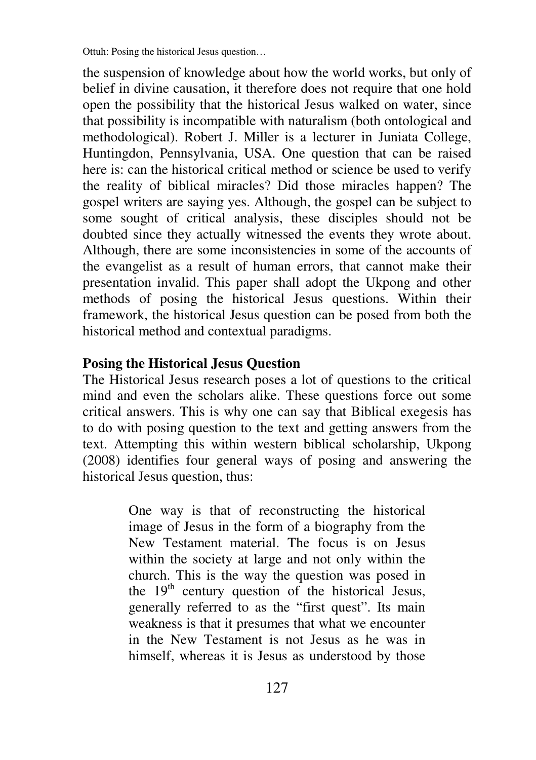the suspension of knowledge about how the world works, but only of belief in divine causation, it therefore does not require that one hold open the possibility that the historical Jesus walked on water, since that possibility is incompatible with naturalism (both ontological and methodological). Robert J. Miller is a lecturer in Juniata College, Huntingdon, Pennsylvania, USA. One question that can be raised here is: can the historical critical method or science be used to verify the reality of biblical miracles? Did those miracles happen? The gospel writers are saying yes. Although, the gospel can be subject to some sought of critical analysis, these disciples should not be doubted since they actually witnessed the events they wrote about. Although, there are some inconsistencies in some of the accounts of the evangelist as a result of human errors, that cannot make their presentation invalid. This paper shall adopt the Ukpong and other methods of posing the historical Jesus questions. Within their framework, the historical Jesus question can be posed from both the historical method and contextual paradigms.

## Posing the Historical Jesus Question

The Historical Jesus research poses a lot of questions to the critical mind and even the scholars alike. These questions force out some critical answers. This is why one can say that Biblical exegesis has to do with posing question to the text and getting answers from the text. Attempting this within western biblical scholarship, Ukpong (2008) identifies four general ways of posing and answering the historical Jesus question, thus:

> One way is that of reconstructing the historical image of Jesus in the form of a biography from the New Testament material. The focus is on Jesus within the society at large and not only within the church. This is the way the question was posed in the 19th century question of the historical Jesus, generally referred to as the "first quest". Its main weakness is that it presumes that what we encounter in the New Testament is not Jesus as he was in himself, whereas it is Jesus as understood by those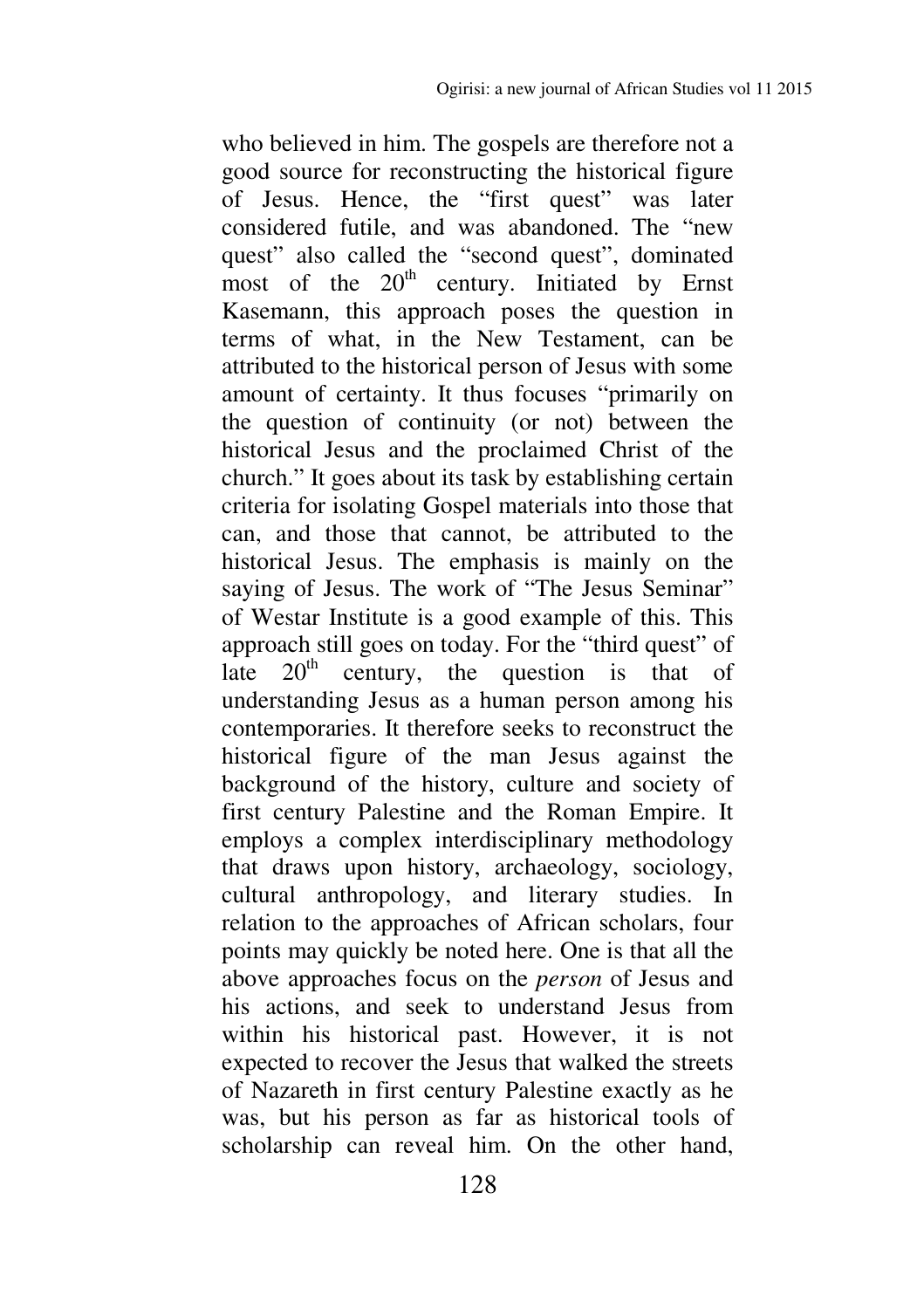who believed in him. The gospels are therefore not a good source for reconstructing the historical figure of Jesus. Hence, the "first quest" was later considered futile, and was abandoned. The "new quest" also called the "second quest", dominated most of the 20th century. Initiated by Ernst Kasemann, this approach poses the question in terms of what, in the New Testament, can be attributed to the historical person of Jesus with some amount of certainty. It thus focuses "primarily on the question of continuity (or not) between the historical Jesus and the proclaimed Christ of the church." It goes about its task by establishing certain criteria for isolating Gospel materials into those that can, and those that cannot, be attributed to the historical Jesus. The emphasis is mainly on the saying of Jesus. The work of "The Jesus Seminar" of Westar Institute is a good example of this. This approach still goes on today. For the "third quest" of late 20th century, the question is that of understanding Jesus as a human person among his contemporaries. It therefore seeks to reconstruct the historical figure of the man Jesus against the background of the history, culture and society of first century Palestine and the Roman Empire. It employs a complex interdisciplinary methodology that draws upon history, archaeology, sociology, cultural anthropology, and literary studies. In relation to the approaches of African scholars, four points may quickly be noted here. One is that all the above approaches focus on the *person* of Jesus and his actions, and seek to understand Jesus from within his historical past. However, it is not expected to recover the Jesus that walked the streets of Nazareth in first century Palestine exactly as he was, but his person as far as historical tools of scholarship can reveal him. On the other hand,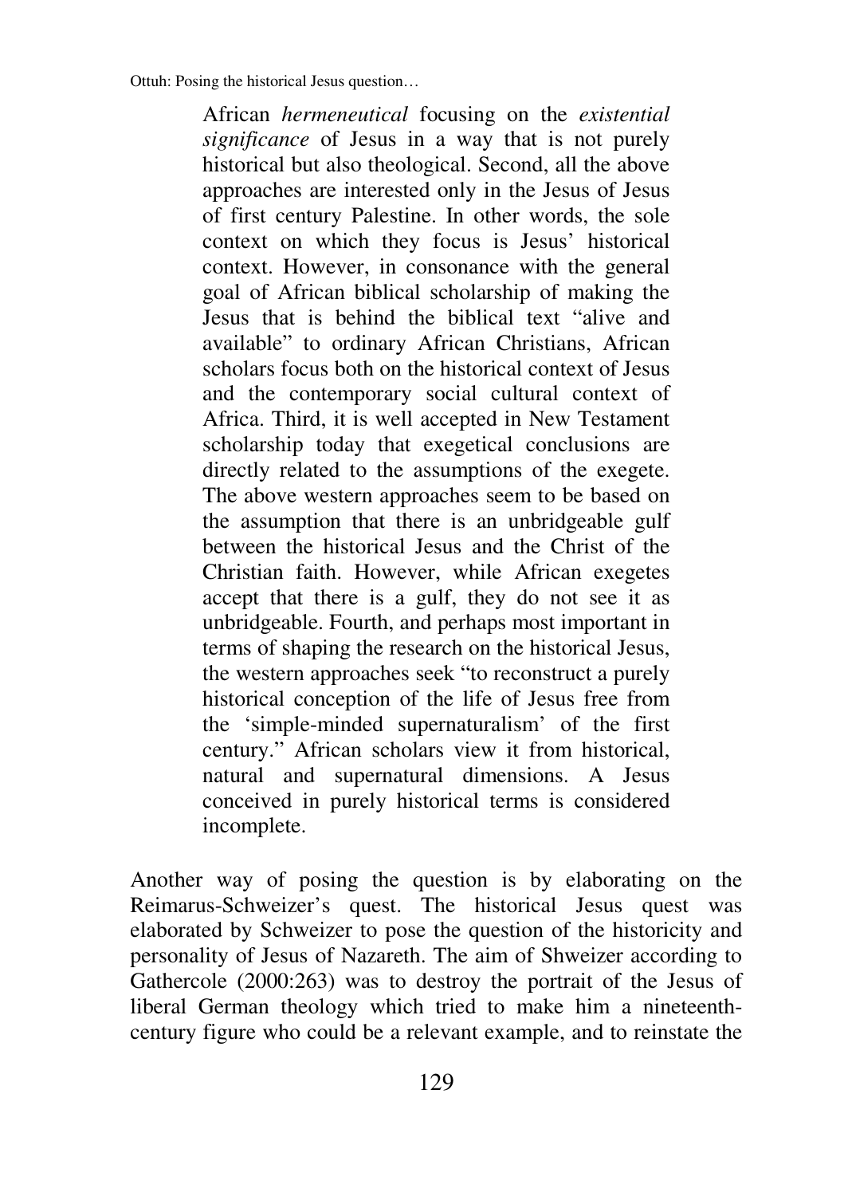> African *hermeneutical* focusing on the *existential significance* of Jesus in a way that is not purely historical but also theological. Second, all the above approaches are interested only in the Jesus of Jesus of first century Palestine. In other words, the sole context on which they focus is Jesus' historical context. However, in consonance with the general goal of African biblical scholarship of making the Jesus that is behind the biblical text "alive and available" to ordinary African Christians, African scholars focus both on the historical context of Jesus and the contemporary social cultural context of Africa. Third, it is well accepted in New Testament scholarship today that exegetical conclusions are directly related to the assumptions of the exegete. The above western approaches seem to be based on the assumption that there is an unbridgeable gulf between the historical Jesus and the Christ of the Christian faith. However, while African exegetes accept that there is a gulf, they do not see it as unbridgeable. Fourth, and perhaps most important in terms of shaping the research on the historical Jesus, the western approaches seek "to reconstruct a purely historical conception of the life of Jesus free from the 'simple-minded supernaturalism' of the first century." African scholars view it from historical, natural and supernatural dimensions. A Jesus conceived in purely historical terms is considered incomplete.

Another way of posing the question is by elaborating on the Reimarus-Schweizer's quest. The historical Jesus quest was elaborated by Schweizer to pose the question of the historicity and personality of Jesus of Nazareth. The aim of Shweizer according to Gathercole (2000:263) was to destroy the portrait of the Jesus of liberal German theology which tried to make him a nineteenth-century figure who could be a relevant example, and to reinstate the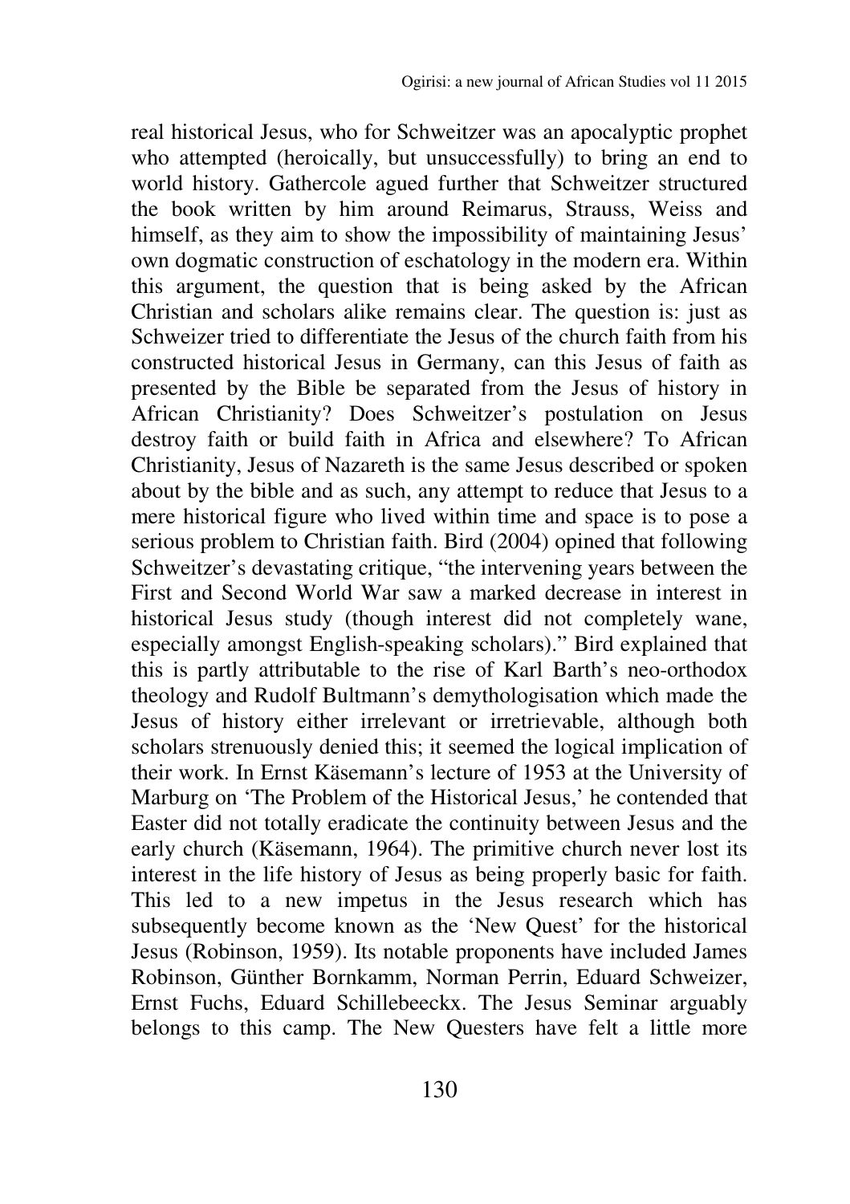real historical Jesus, who for Schweitzer was an apocalyptic prophet who attempted (heroically, but unsuccessfully) to bring an end to world history. Gathercole agued further that Schweitzer structured the book written by him around Reimarus, Strauss, Weiss and himself, as they aim to show the impossibility of maintaining Jesus' own dogmatic construction of eschatology in the modern era. Within this argument, the question that is being asked by the African Christian and scholars alike remains clear. The question is: just as Schweizer tried to differentiate the Jesus of the church faith from his constructed historical Jesus in Germany, can this Jesus of faith as presented by the Bible be separated from the Jesus of history in African Christianity? Does Schweitzer's postulation on Jesus destroy faith or build faith in Africa and elsewhere? To African Christianity, Jesus of Nazareth is the same Jesus described or spoken about by the bible and as such, any attempt to reduce that Jesus to a mere historical figure who lived within time and space is to pose a serious problem to Christian faith. Bird (2004) opined that following Schweitzer's devastating critique, "the intervening years between the First and Second World War saw a marked decrease in interest in historical Jesus study (though interest did not completely wane, especially amongst English-speaking scholars)." Bird explained that this is partly attributable to the rise of Karl Barth's neo-orthodox theology and Rudolf Bultmann's demythologisation which made the Jesus of history either irrelevant or irretrievable, although both scholars strenuously denied this; it seemed the logical implication of their work. In Ernst Käsemann's lecture of 1953 at the University of Marburg on 'The Problem of the Historical Jesus,' he contended that Easter did not totally eradicate the continuity between Jesus and the early church (Käsemann, 1964). The primitive church never lost its interest in the life history of Jesus as being properly basic for faith. This led to a new impetus in the Jesus research which has subsequently become known as the 'New Quest' for the historical Jesus (Robinson, 1959). Its notable proponents have included James Robinson, Günther Bornkamm, Norman Perrin, Eduard Schweizer, Ernst Fuchs, Eduard Schillebeeckx. The Jesus Seminar arguably belongs to this camp. The New Questers have felt a little more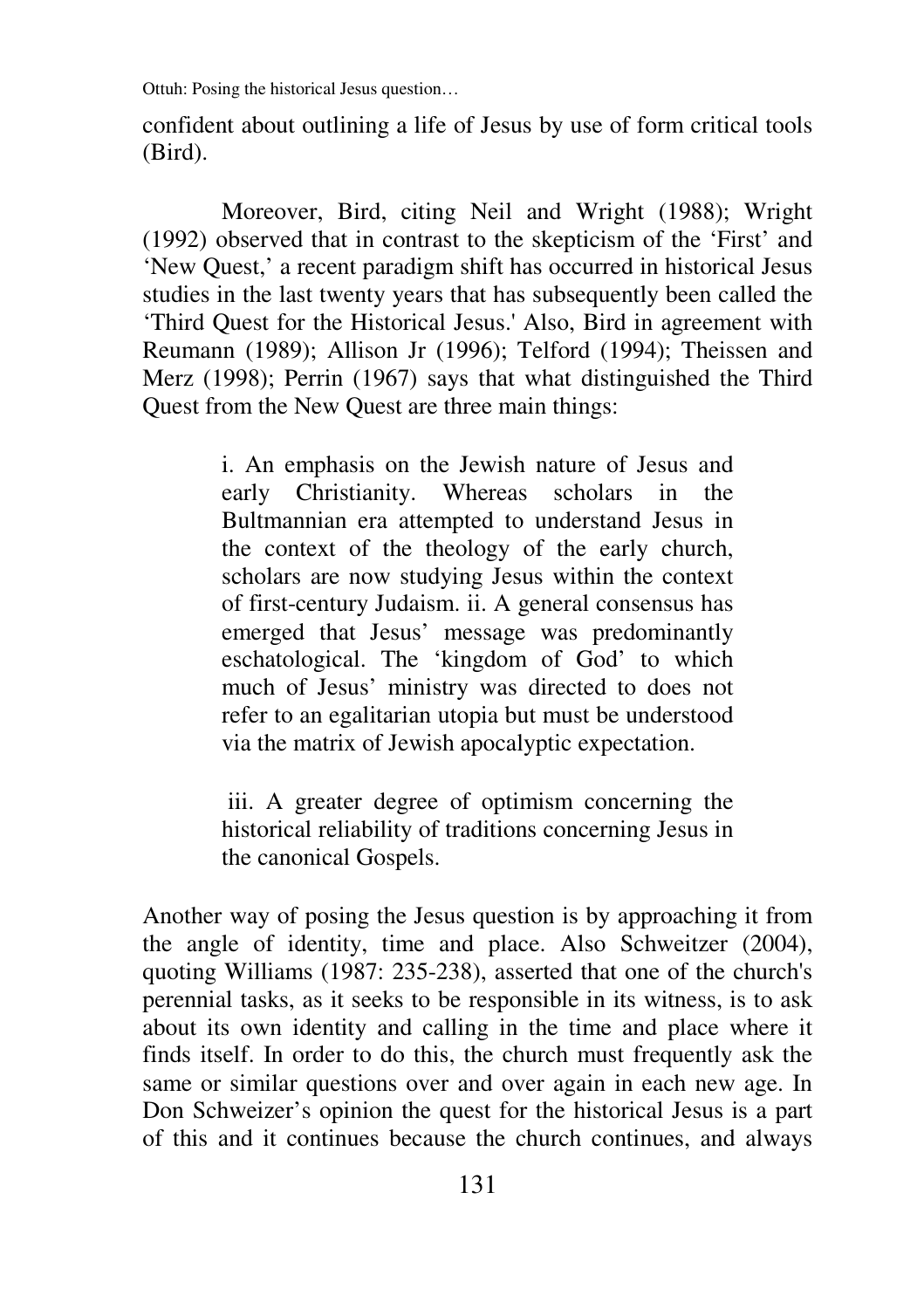confident about outlining a life of Jesus by use of form critical tools (Bird).

Moreover, Bird, citing Neil and Wright (1988); Wright (1992) observed that in contrast to the skepticism of the 'First' and 'New Quest,' a recent paradigm shift has occurred in historical Jesus studies in the last twenty years that has subsequently been called the 'Third Quest for the Historical Jesus.' Also, Bird in agreement with Reumann (1989); Allison Jr (1996); Telford (1994); Theissen and Merz (1998); Perrin (1967) says that what distinguished the Third Quest from the New Quest are three main things:

> i. An emphasis on the Jewish nature of Jesus and early Christianity. Whereas scholars in the Bultmannian era attempted to understand Jesus in the context of the theology of the early church, scholars are now studying Jesus within the context of first-century Judaism. ii. A general consensus has emerged that Jesus' message was predominantly eschatological. The 'kingdom of God' to which much of Jesus' ministry was directed to does not refer to an egalitarian utopia but must be understood via the matrix of Jewish apocalyptic expectation.
>
> iii. A greater degree of optimism concerning the historical reliability of traditions concerning Jesus in the canonical Gospels.

Another way of posing the Jesus question is by approaching it from the angle of identity, time and place. Also Schweitzer (2004), quoting Williams (1987: 235-238), asserted that one of the church's perennial tasks, as it seeks to be responsible in its witness, is to ask about its own identity and calling in the time and place where it finds itself. In order to do this, the church must frequently ask the same or similar questions over and over again in each new age. In Don Schweizer's opinion the quest for the historical Jesus is a part of this and it continues because the church continues, and always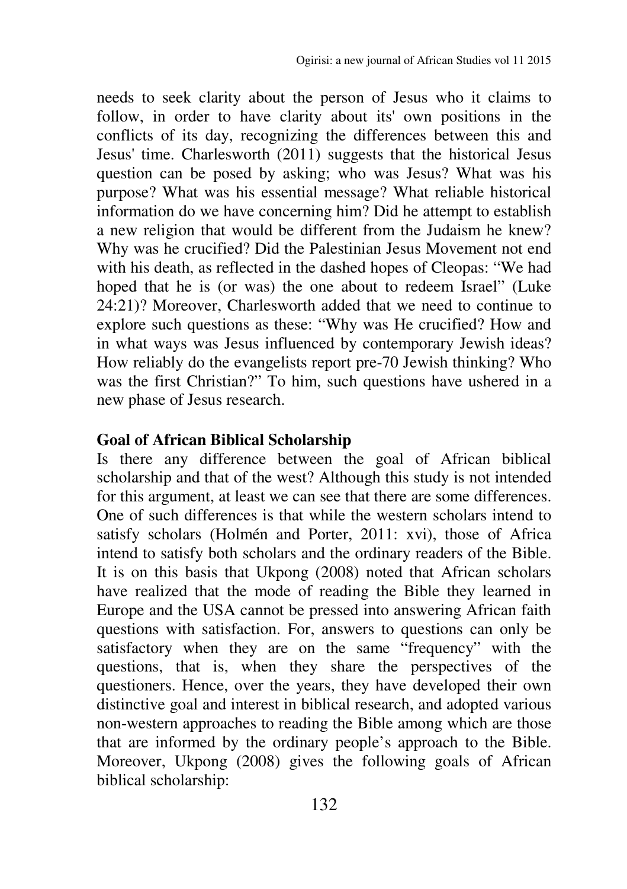needs to seek clarity about the person of Jesus who it claims to follow, in order to have clarity about its' own positions in the conflicts of its day, recognizing the differences between this and Jesus' time. Charlesworth (2011) suggests that the historical Jesus question can be posed by asking; who was Jesus? What was his purpose? What was his essential message? What reliable historical information do we have concerning him? Did he attempt to establish a new religion that would be different from the Judaism he knew? Why was he crucified? Did the Palestinian Jesus Movement not end with his death, as reflected in the dashed hopes of Cleopas: "We had hoped that he is (or was) the one about to redeem Israel" (Luke 24:21)? Moreover, Charlesworth added that we need to continue to explore such questions as these: "Why was He crucified? How and in what ways was Jesus influenced by contemporary Jewish ideas? How reliably do the evangelists report pre-70 Jewish thinking? Who was the first Christian?" To him, such questions have ushered in a new phase of Jesus research.

## Goal of African Biblical Scholarship

Is there any difference between the goal of African biblical scholarship and that of the west? Although this study is not intended for this argument, at least we can see that there are some differences. One of such differences is that while the western scholars intend to satisfy scholars (Holmén and Porter, 2011: xvi), those of Africa intend to satisfy both scholars and the ordinary readers of the Bible. It is on this basis that Ukpong (2008) noted that African scholars have realized that the mode of reading the Bible they learned in Europe and the USA cannot be pressed into answering African faith questions with satisfaction. For, answers to questions can only be satisfactory when they are on the same "frequency" with the questions, that is, when they share the perspectives of the questioners. Hence, over the years, they have developed their own distinctive goal and interest in biblical research, and adopted various non-western approaches to reading the Bible among which are those that are informed by the ordinary people's approach to the Bible. Moreover, Ukpong (2008) gives the following goals of African biblical scholarship: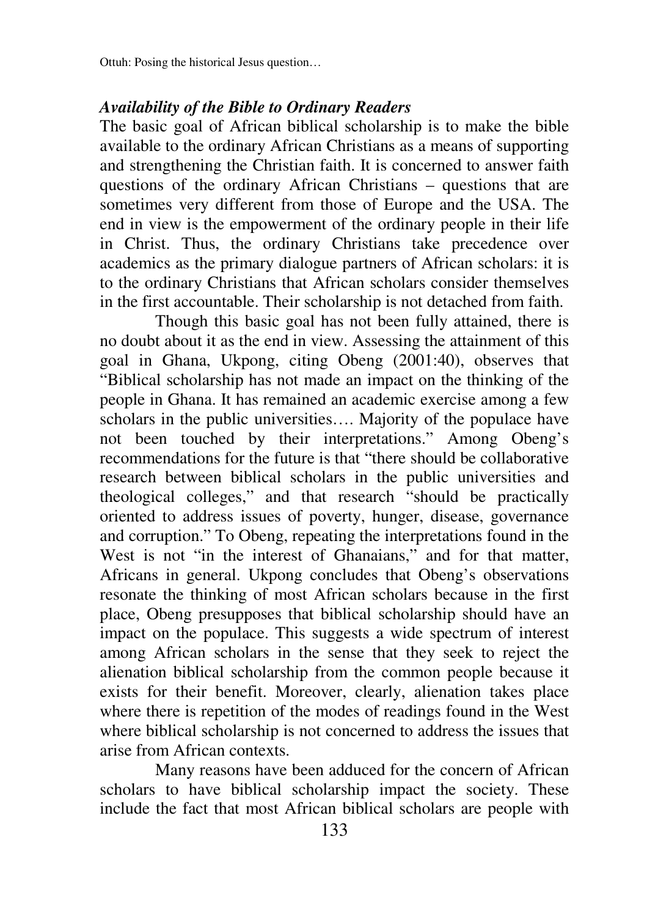### *Availability of the Bible to Ordinary Readers*

The basic goal of African biblical scholarship is to make the bible available to the ordinary African Christians as a means of supporting and strengthening the Christian faith. It is concerned to answer faith questions of the ordinary African Christians – questions that are sometimes very different from those of Europe and the USA. The end in view is the empowerment of the ordinary people in their life in Christ. Thus, the ordinary Christians take precedence over academics as the primary dialogue partners of African scholars: it is to the ordinary Christians that African scholars consider themselves in the first accountable. Their scholarship is not detached from faith.

Though this basic goal has not been fully attained, there is no doubt about it as the end in view. Assessing the attainment of this goal in Ghana, Ukpong, citing Obeng (2001:40), observes that "Biblical scholarship has not made an impact on the thinking of the people in Ghana. It has remained an academic exercise among a few scholars in the public universities…. Majority of the populace have not been touched by their interpretations." Among Obeng's recommendations for the future is that "there should be collaborative research between biblical scholars in the public universities and theological colleges," and that research "should be practically oriented to address issues of poverty, hunger, disease, governance and corruption." To Obeng, repeating the interpretations found in the West is not "in the interest of Ghanaians," and for that matter, Africans in general. Ukpong concludes that Obeng's observations resonate the thinking of most African scholars because in the first place, Obeng presupposes that biblical scholarship should have an impact on the populace. This suggests a wide spectrum of interest among African scholars in the sense that they seek to reject the alienation biblical scholarship from the common people because it exists for their benefit. Moreover, clearly, alienation takes place where there is repetition of the modes of readings found in the West where biblical scholarship is not concerned to address the issues that arise from African contexts.

Many reasons have been adduced for the concern of African scholars to have biblical scholarship impact the society. These include the fact that most African biblical scholars are people with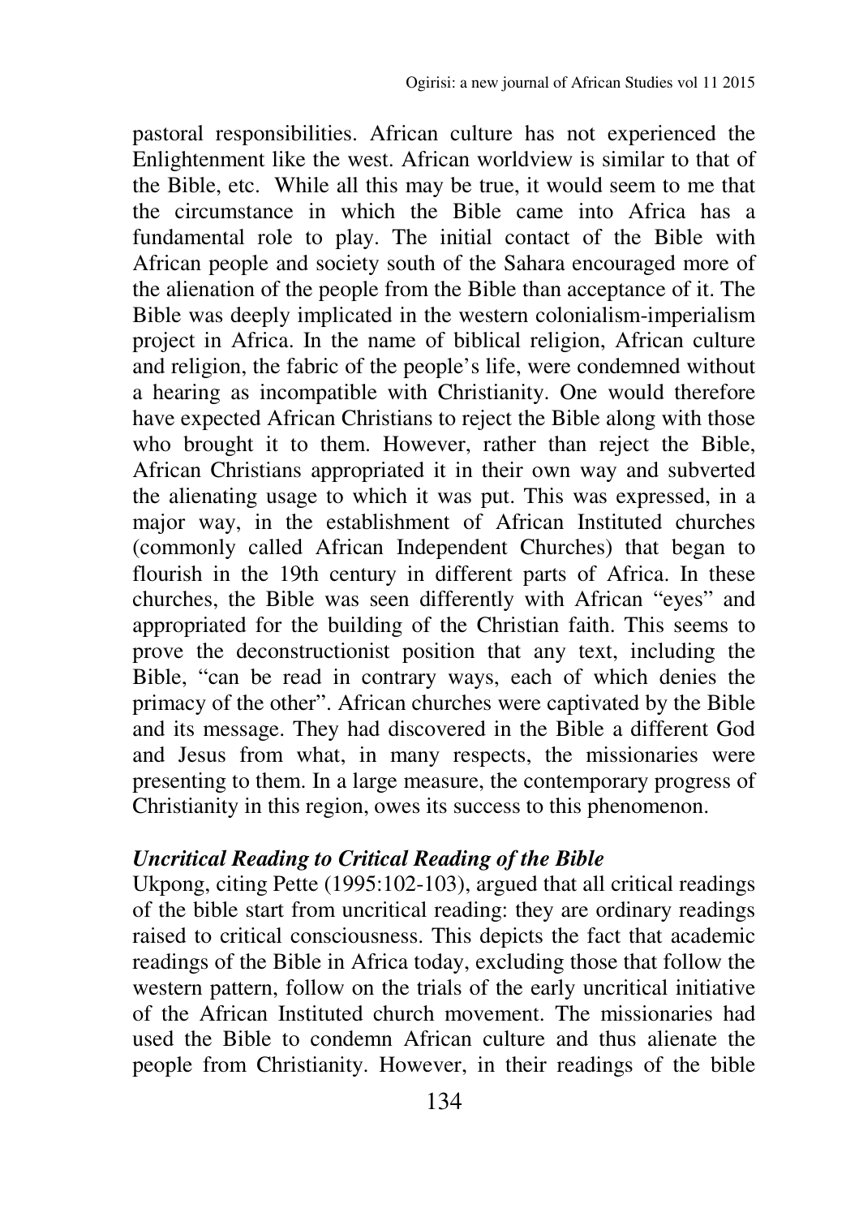pastoral responsibilities. African culture has not experienced the Enlightenment like the west. African worldview is similar to that of the Bible, etc. While all this may be true, it would seem to me that the circumstance in which the Bible came into Africa has a fundamental role to play. The initial contact of the Bible with African people and society south of the Sahara encouraged more of the alienation of the people from the Bible than acceptance of it. The Bible was deeply implicated in the western colonialism-imperialism project in Africa. In the name of biblical religion, African culture and religion, the fabric of the people's life, were condemned without a hearing as incompatible with Christianity. One would therefore have expected African Christians to reject the Bible along with those who brought it to them. However, rather than reject the Bible, African Christians appropriated it in their own way and subverted the alienating usage to which it was put. This was expressed, in a major way, in the establishment of African Instituted churches (commonly called African Independent Churches) that began to flourish in the 19th century in different parts of Africa. In these churches, the Bible was seen differently with African "eyes" and appropriated for the building of the Christian faith. This seems to prove the deconstructionist position that any text, including the Bible, "can be read in contrary ways, each of which denies the primacy of the other". African churches were captivated by the Bible and its message. They had discovered in the Bible a different God and Jesus from what, in many respects, the missionaries were presenting to them. In a large measure, the contemporary progress of Christianity in this region, owes its success to this phenomenon.

### *Uncritical Reading to Critical Reading of the Bible*

Ukpong, citing Pette (1995:102-103), argued that all critical readings of the bible start from uncritical reading: they are ordinary readings raised to critical consciousness. This depicts the fact that academic readings of the Bible in Africa today, excluding those that follow the western pattern, follow on the trials of the early uncritical initiative of the African Instituted church movement. The missionaries had used the Bible to condemn African culture and thus alienate the people from Christianity. However, in their readings of the bible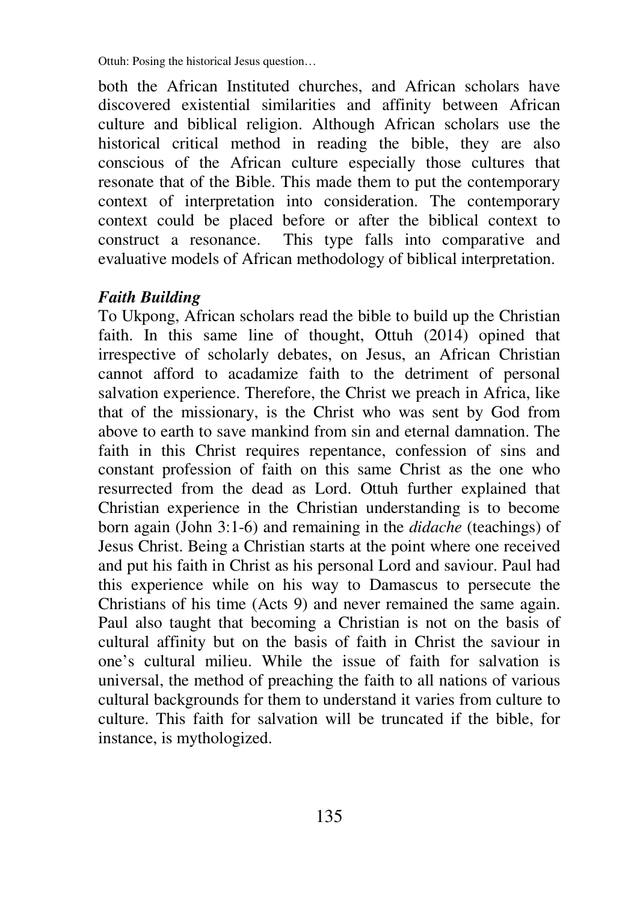both the African Instituted churches, and African scholars have discovered existential similarities and affinity between African culture and biblical religion. Although African scholars use the historical critical method in reading the bible, they are also conscious of the African culture especially those cultures that resonate that of the Bible. This made them to put the contemporary context of interpretation into consideration. The contemporary context could be placed before or after the biblical context to construct a resonance. This type falls into comparative and evaluative models of African methodology of biblical interpretation.

### *Faith Building*

To Ukpong, African scholars read the bible to build up the Christian faith. In this same line of thought, Ottuh (2014) opined that irrespective of scholarly debates, on Jesus, an African Christian cannot afford to acadamize faith to the detriment of personal salvation experience. Therefore, the Christ we preach in Africa, like that of the missionary, is the Christ who was sent by God from above to earth to save mankind from sin and eternal damnation. The faith in this Christ requires repentance, confession of sins and constant profession of faith on this same Christ as the one who resurrected from the dead as Lord. Ottuh further explained that Christian experience in the Christian understanding is to become born again (John 3:1-6) and remaining in the *didache* (teachings) of Jesus Christ. Being a Christian starts at the point where one received and put his faith in Christ as his personal Lord and saviour. Paul had this experience while on his way to Damascus to persecute the Christians of his time (Acts 9) and never remained the same again. Paul also taught that becoming a Christian is not on the basis of cultural affinity but on the basis of faith in Christ the saviour in one's cultural milieu. While the issue of faith for salvation is universal, the method of preaching the faith to all nations of various cultural backgrounds for them to understand it varies from culture to culture. This faith for salvation will be truncated if the bible, for instance, is mythologized.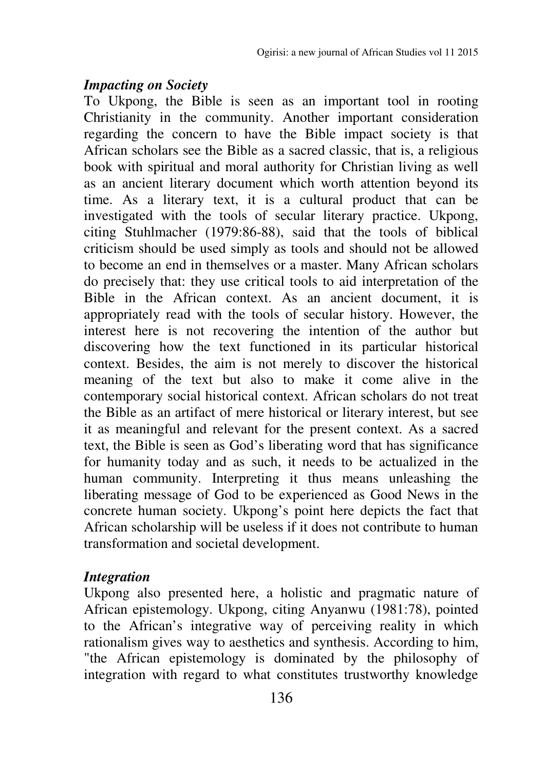### *Impacting on Society*

To Ukpong, the Bible is seen as an important tool in rooting Christianity in the community. Another important consideration regarding the concern to have the Bible impact society is that African scholars see the Bible as a sacred classic, that is, a religious book with spiritual and moral authority for Christian living as well as an ancient literary document which worth attention beyond its time. As a literary text, it is a cultural product that can be investigated with the tools of secular literary practice. Ukpong, citing Stuhlmacher (1979:86-88), said that the tools of biblical criticism should be used simply as tools and should not be allowed to become an end in themselves or a master. Many African scholars do precisely that: they use critical tools to aid interpretation of the Bible in the African context. As an ancient document, it is appropriately read with the tools of secular history. However, the interest here is not recovering the intention of the author but discovering how the text functioned in its particular historical context. Besides, the aim is not merely to discover the historical meaning of the text but also to make it come alive in the contemporary social historical context. African scholars do not treat the Bible as an artifact of mere historical or literary interest, but see it as meaningful and relevant for the present context. As a sacred text, the Bible is seen as God's liberating word that has significance for humanity today and as such, it needs to be actualized in the human community. Interpreting it thus means unleashing the liberating message of God to be experienced as Good News in the concrete human society. Ukpong's point here depicts the fact that African scholarship will be useless if it does not contribute to human transformation and societal development.

### *Integration*

Ukpong also presented here, a holistic and pragmatic nature of African epistemology. Ukpong, citing Anyanwu (1981:78), pointed to the African's integrative way of perceiving reality in which rationalism gives way to aesthetics and synthesis. According to him, "the African epistemology is dominated by the philosophy of integration with regard to what constitutes trustworthy knowledge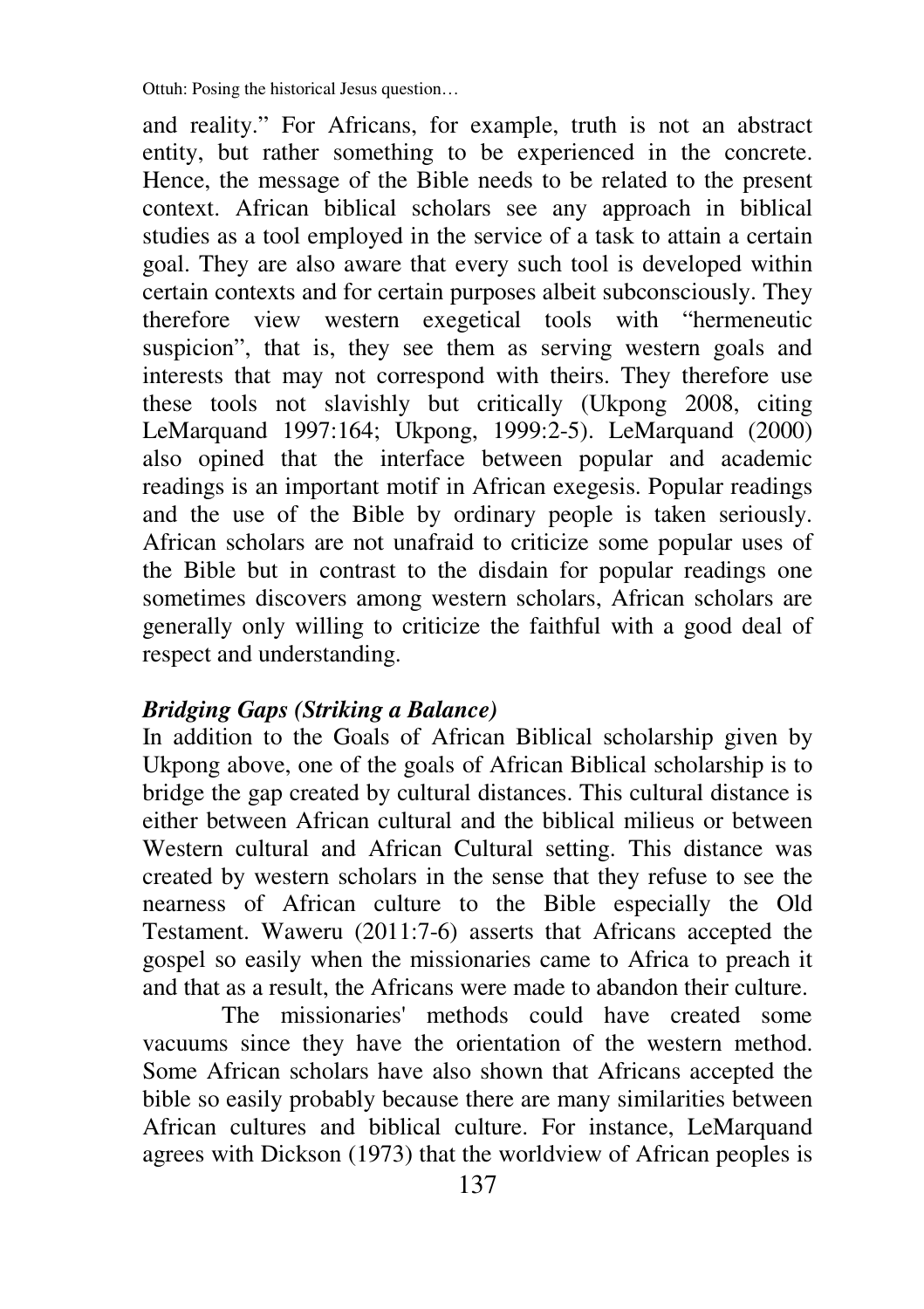and reality." For Africans, for example, truth is not an abstract entity, but rather something to be experienced in the concrete. Hence, the message of the Bible needs to be related to the present context. African biblical scholars see any approach in biblical studies as a tool employed in the service of a task to attain a certain goal. They are also aware that every such tool is developed within certain contexts and for certain purposes albeit subconsciously. They therefore view western exegetical tools with "hermeneutic suspicion", that is, they see them as serving western goals and interests that may not correspond with theirs. They therefore use these tools not slavishly but critically (Ukpong 2008, citing LeMarquand 1997:164; Ukpong, 1999:2-5). LeMarquand (2000) also opined that the interface between popular and academic readings is an important motif in African exegesis. Popular readings and the use of the Bible by ordinary people is taken seriously. African scholars are not unafraid to criticize some popular uses of the Bible but in contrast to the disdain for popular readings one sometimes discovers among western scholars, African scholars are generally only willing to criticize the faithful with a good deal of respect and understanding.

***Bridging Gaps (Striking a Balance)***

In addition to the Goals of African Biblical scholarship given by Ukpong above, one of the goals of African Biblical scholarship is to bridge the gap created by cultural distances. This cultural distance is either between African cultural and the biblical milieus or between Western cultural and African Cultural setting. This distance was created by western scholars in the sense that they refuse to see the nearness of African culture to the Bible especially the Old Testament. Waweru (2011:7-6) asserts that Africans accepted the gospel so easily when the missionaries came to Africa to preach it and that as a result, the Africans were made to abandon their culture.

The missionaries' methods could have created some vacuums since they have the orientation of the western method. Some African scholars have also shown that Africans accepted the bible so easily probably because there are many similarities between African cultures and biblical culture. For instance, LeMarquand agrees with Dickson (1973) that the worldview of African peoples is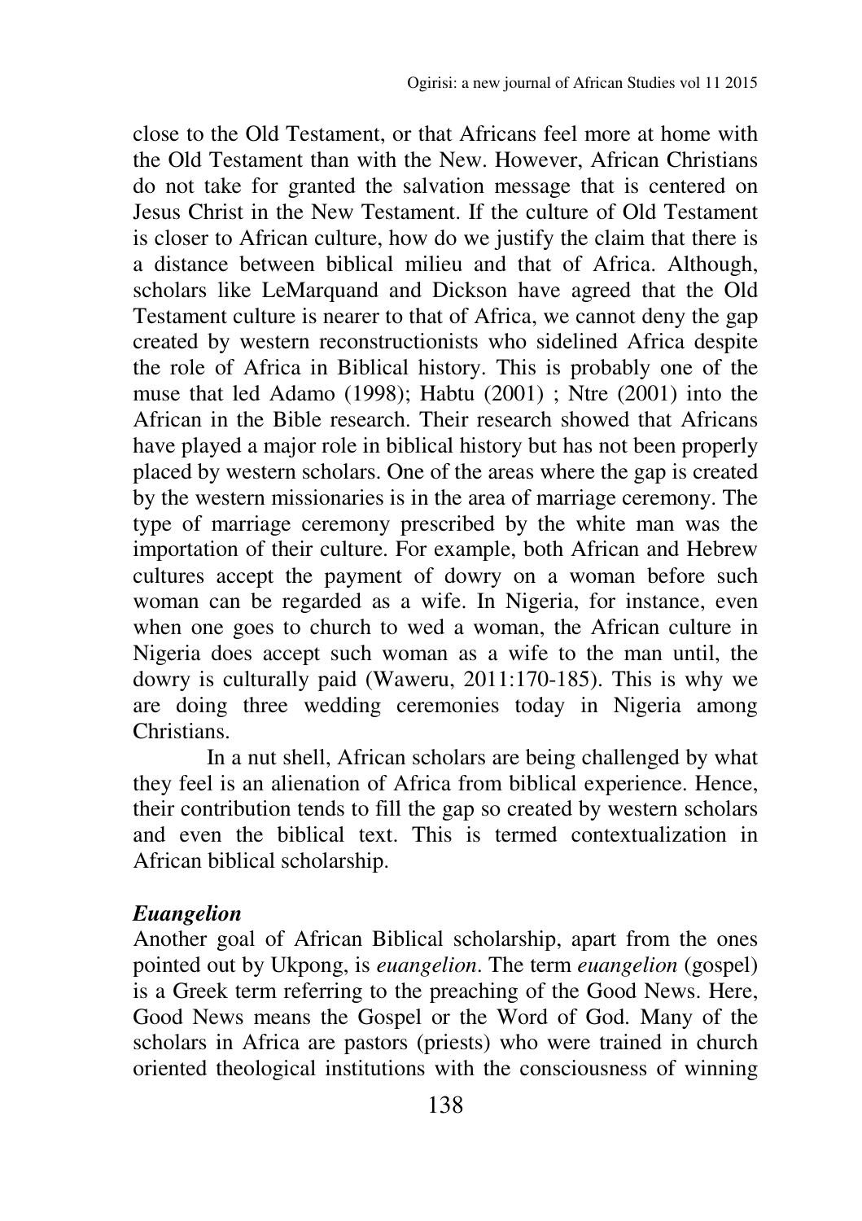close to the Old Testament, or that Africans feel more at home with the Old Testament than with the New. However, African Christians do not take for granted the salvation message that is centered on Jesus Christ in the New Testament. If the culture of Old Testament is closer to African culture, how do we justify the claim that there is a distance between biblical milieu and that of Africa. Although, scholars like LeMarquand and Dickson have agreed that the Old Testament culture is nearer to that of Africa, we cannot deny the gap created by western reconstructionists who sidelined Africa despite the role of Africa in Biblical history. This is probably one of the muse that led Adamo (1998); Habtu (2001) ; Ntre (2001) into the African in the Bible research. Their research showed that Africans have played a major role in biblical history but has not been properly placed by western scholars. One of the areas where the gap is created by the western missionaries is in the area of marriage ceremony. The type of marriage ceremony prescribed by the white man was the importation of their culture. For example, both African and Hebrew cultures accept the payment of dowry on a woman before such woman can be regarded as a wife. In Nigeria, for instance, even when one goes to church to wed a woman, the African culture in Nigeria does accept such woman as a wife to the man until, the dowry is culturally paid (Waweru, 2011:170-185). This is why we are doing three wedding ceremonies today in Nigeria among Christians.

In a nut shell, African scholars are being challenged by what they feel is an alienation of Africa from biblical experience. Hence, their contribution tends to fill the gap so created by western scholars and even the biblical text. This is termed contextualization in African biblical scholarship.

### *Euangelion*

Another goal of African Biblical scholarship, apart from the ones pointed out by Ukpong, is *euangelion*. The term *euangelion* (gospel) is a Greek term referring to the preaching of the Good News. Here, Good News means the Gospel or the Word of God. Many of the scholars in Africa are pastors (priests) who were trained in church oriented theological institutions with the consciousness of winning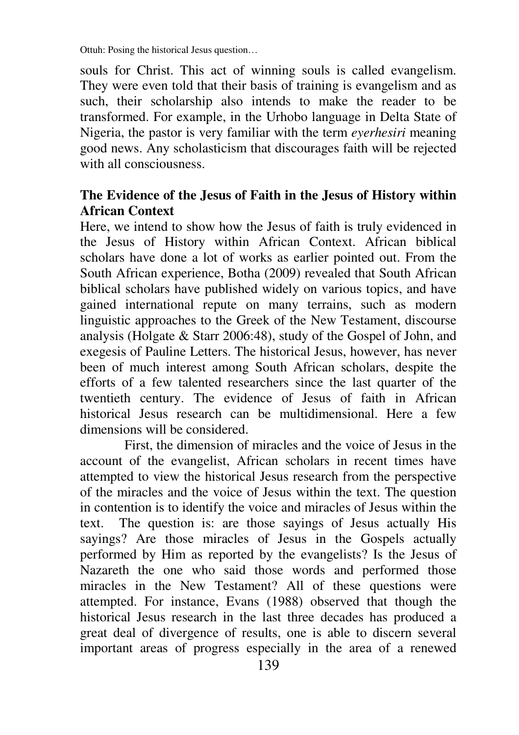souls for Christ. This act of winning souls is called evangelism. They were even told that their basis of training is evangelism and as such, their scholarship also intends to make the reader to be transformed. For example, in the Urhobo language in Delta State of Nigeria, the pastor is very familiar with the term *eyerhesiri* meaning good news. Any scholasticism that discourages faith will be rejected with all consciousness.

## The Evidence of the Jesus of Faith in the Jesus of History within African Context

Here, we intend to show how the Jesus of faith is truly evidenced in the Jesus of History within African Context. African biblical scholars have done a lot of works as earlier pointed out. From the South African experience, Botha (2009) revealed that South African biblical scholars have published widely on various topics, and have gained international repute on many terrains, such as modern linguistic approaches to the Greek of the New Testament, discourse analysis (Holgate & Starr 2006:48), study of the Gospel of John, and exegesis of Pauline Letters. The historical Jesus, however, has never been of much interest among South African scholars, despite the efforts of a few talented researchers since the last quarter of the twentieth century. The evidence of Jesus of faith in African historical Jesus research can be multidimensional. Here a few dimensions will be considered.

First, the dimension of miracles and the voice of Jesus in the account of the evangelist, African scholars in recent times have attempted to view the historical Jesus research from the perspective of the miracles and the voice of Jesus within the text. The question in contention is to identify the voice and miracles of Jesus within the text. The question is: are those sayings of Jesus actually His sayings? Are those miracles of Jesus in the Gospels actually performed by Him as reported by the evangelists? Is the Jesus of Nazareth the one who said those words and performed those miracles in the New Testament? All of these questions were attempted. For instance, Evans (1988) observed that though the historical Jesus research in the last three decades has produced a great deal of divergence of results, one is able to discern several important areas of progress especially in the area of a renewed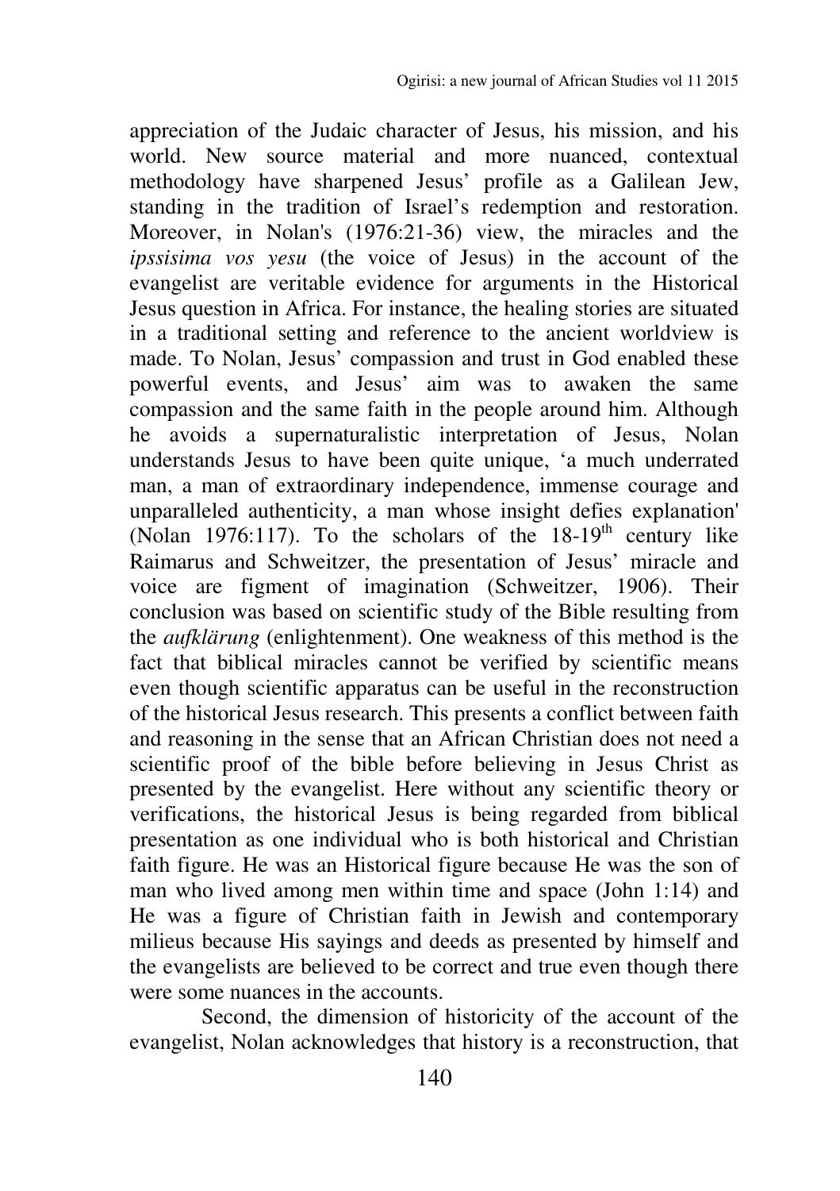appreciation of the Judaic character of Jesus, his mission, and his world. New source material and more nuanced, contextual methodology have sharpened Jesus' profile as a Galilean Jew, standing in the tradition of Israel's redemption and restoration. Moreover, in Nolan's (1976:21-36) view, the miracles and the *ipssisima vos yesu* (the voice of Jesus) in the account of the evangelist are veritable evidence for arguments in the Historical Jesus question in Africa. For instance, the healing stories are situated in a traditional setting and reference to the ancient worldview is made. To Nolan, Jesus' compassion and trust in God enabled these powerful events, and Jesus' aim was to awaken the same compassion and the same faith in the people around him. Although he avoids a supernaturalistic interpretation of Jesus, Nolan understands Jesus to have been quite unique, 'a much underrated man, a man of extraordinary independence, immense courage and unparalleled authenticity, a man whose insight defies explanation' (Nolan 1976:117). To the scholars of the 18-19th century like Raimarus and Schweitzer, the presentation of Jesus' miracle and voice are figment of imagination (Schweitzer, 1906). Their conclusion was based on scientific study of the Bible resulting from the *aufklärung* (enlightenment). One weakness of this method is the fact that biblical miracles cannot be verified by scientific means even though scientific apparatus can be useful in the reconstruction of the historical Jesus research. This presents a conflict between faith and reasoning in the sense that an African Christian does not need a scientific proof of the bible before believing in Jesus Christ as presented by the evangelist. Here without any scientific theory or verifications, the historical Jesus is being regarded from biblical presentation as one individual who is both historical and Christian faith figure. He was an Historical figure because He was the son of man who lived among men within time and space (John 1:14) and He was a figure of Christian faith in Jewish and contemporary milieus because His sayings and deeds as presented by himself and the evangelists are believed to be correct and true even though there were some nuances in the accounts.

Second, the dimension of historicity of the account of the evangelist, Nolan acknowledges that history is a reconstruction, that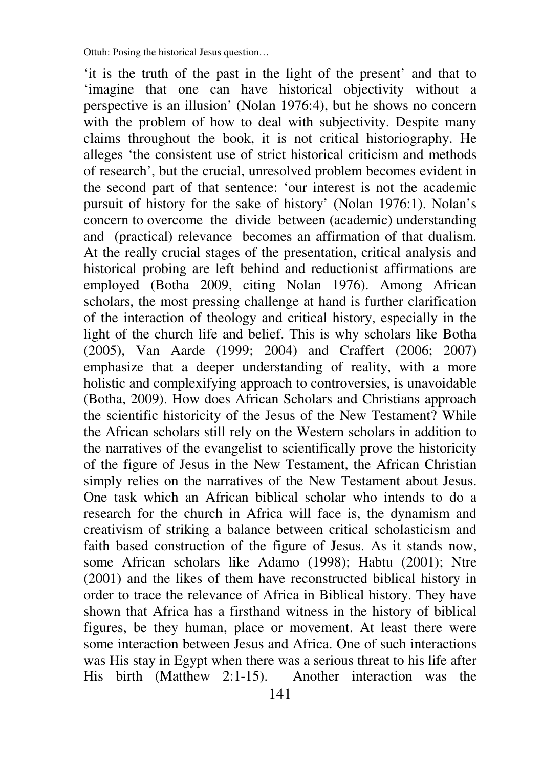‘it is the truth of the past in the light of the present’ and that to ‘imagine that one can have historical objectivity without a perspective is an illusion’ (Nolan 1976:4), but he shows no concern with the problem of how to deal with subjectivity. Despite many claims throughout the book, it is not critical historiography. He alleges ‘the consistent use of strict historical criticism and methods of research’, but the crucial, unresolved problem becomes evident in the second part of that sentence: ‘our interest is not the academic pursuit of history for the sake of history’ (Nolan 1976:1). Nolan’s concern to overcome the divide between (academic) understanding and (practical) relevance becomes an affirmation of that dualism. At the really crucial stages of the presentation, critical analysis and historical probing are left behind and reductionist affirmations are employed (Botha 2009, citing Nolan 1976). Among African scholars, the most pressing challenge at hand is further clarification of the interaction of theology and critical history, especially in the light of the church life and belief. This is why scholars like Botha (2005), Van Aarde (1999; 2004) and Craffert (2006; 2007) emphasize that a deeper understanding of reality, with a more holistic and complexifying approach to controversies, is unavoidable (Botha, 2009). How does African Scholars and Christians approach the scientific historicity of the Jesus of the New Testament? While the African scholars still rely on the Western scholars in addition to the narratives of the evangelist to scientifically prove the historicity of the figure of Jesus in the New Testament, the African Christian simply relies on the narratives of the New Testament about Jesus. One task which an African biblical scholar who intends to do a research for the church in Africa will face is, the dynamism and creativism of striking a balance between critical scholasticism and faith based construction of the figure of Jesus. As it stands now, some African scholars like Adamo (1998); Habtu (2001); Ntre (2001) and the likes of them have reconstructed biblical history in order to trace the relevance of Africa in Biblical history. They have shown that Africa has a firsthand witness in the history of biblical figures, be they human, place or movement. At least there were some interaction between Jesus and Africa. One of such interactions was His stay in Egypt when there was a serious threat to his life after His birth (Matthew 2:1-15). Another interaction was the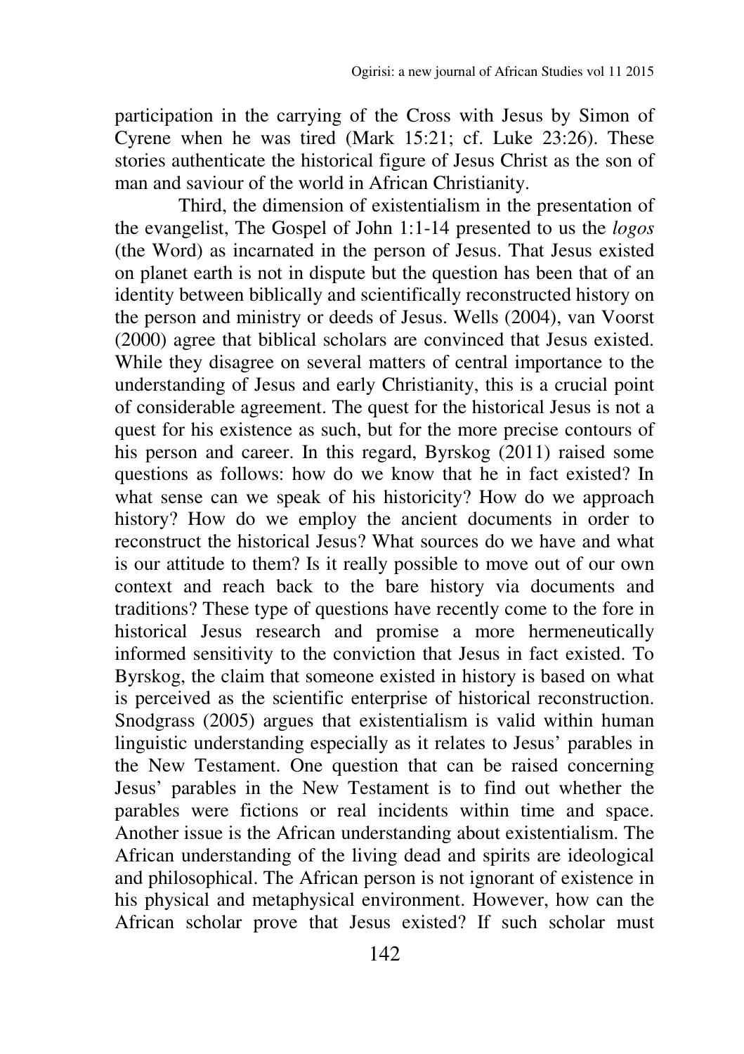participation in the carrying of the Cross with Jesus by Simon of Cyrene when he was tired (Mark 15:21; cf. Luke 23:26). These stories authenticate the historical figure of Jesus Christ as the son of man and saviour of the world in African Christianity.

Third, the dimension of existentialism in the presentation of the evangelist, The Gospel of John 1:1-14 presented to us the *logos* (the Word) as incarnated in the person of Jesus. That Jesus existed on planet earth is not in dispute but the question has been that of an identity between biblically and scientifically reconstructed history on the person and ministry or deeds of Jesus. Wells (2004), van Voorst (2000) agree that biblical scholars are convinced that Jesus existed. While they disagree on several matters of central importance to the understanding of Jesus and early Christianity, this is a crucial point of considerable agreement. The quest for the historical Jesus is not a quest for his existence as such, but for the more precise contours of his person and career. In this regard, Byrskog (2011) raised some questions as follows: how do we know that he in fact existed? In what sense can we speak of his historicity? How do we approach history? How do we employ the ancient documents in order to reconstruct the historical Jesus? What sources do we have and what is our attitude to them? Is it really possible to move out of our own context and reach back to the bare history via documents and traditions? These type of questions have recently come to the fore in historical Jesus research and promise a more hermeneutically informed sensitivity to the conviction that Jesus in fact existed. To Byrskog, the claim that someone existed in history is based on what is perceived as the scientific enterprise of historical reconstruction. Snodgrass (2005) argues that existentialism is valid within human linguistic understanding especially as it relates to Jesus' parables in the New Testament. One question that can be raised concerning Jesus' parables in the New Testament is to find out whether the parables were fictions or real incidents within time and space. Another issue is the African understanding about existentialism. The African understanding of the living dead and spirits are ideological and philosophical. The African person is not ignorant of existence in his physical and metaphysical environment. However, how can the African scholar prove that Jesus existed? If such scholar must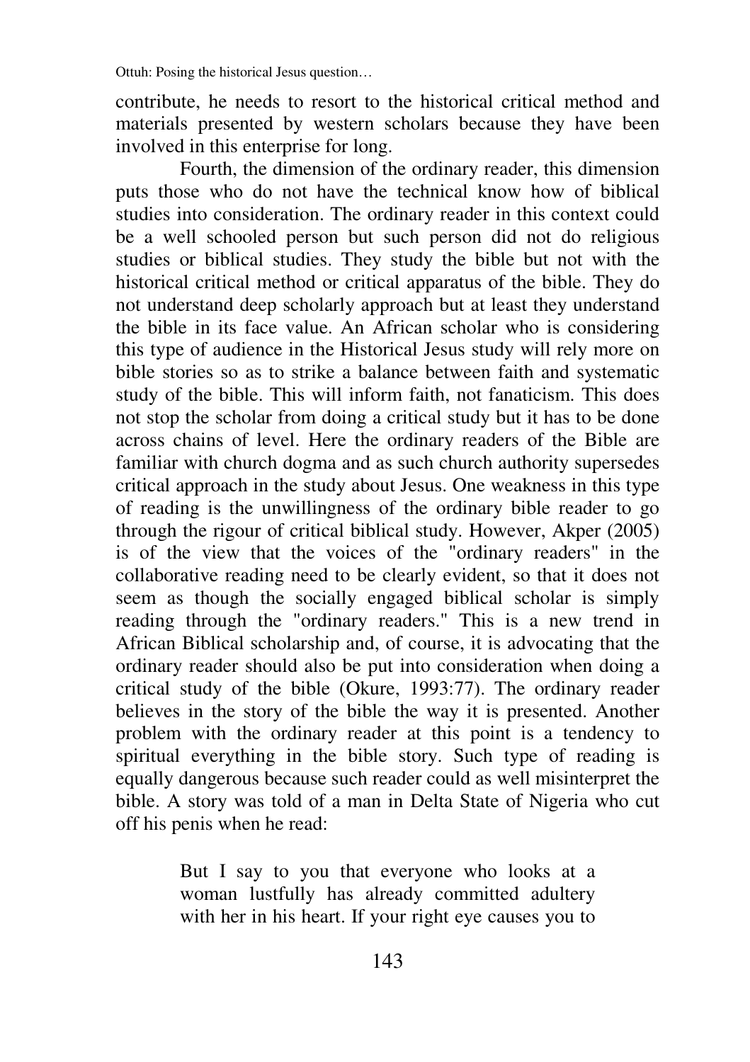contribute, he needs to resort to the historical critical method and materials presented by western scholars because they have been involved in this enterprise for long.

Fourth, the dimension of the ordinary reader, this dimension puts those who do not have the technical know how of biblical studies into consideration. The ordinary reader in this context could be a well schooled person but such person did not do religious studies or biblical studies. They study the bible but not with the historical critical method or critical apparatus of the bible. They do not understand deep scholarly approach but at least they understand the bible in its face value. An African scholar who is considering this type of audience in the Historical Jesus study will rely more on bible stories so as to strike a balance between faith and systematic study of the bible. This will inform faith, not fanaticism. This does not stop the scholar from doing a critical study but it has to be done across chains of level. Here the ordinary readers of the Bible are familiar with church dogma and as such church authority supersedes critical approach in the study about Jesus. One weakness in this type of reading is the unwillingness of the ordinary bible reader to go through the rigour of critical biblical study. However, Akper (2005) is of the view that the voices of the "ordinary readers" in the collaborative reading need to be clearly evident, so that it does not seem as though the socially engaged biblical scholar is simply reading through the "ordinary readers." This is a new trend in African Biblical scholarship and, of course, it is advocating that the ordinary reader should also be put into consideration when doing a critical study of the bible (Okure, 1993:77). The ordinary reader believes in the story of the bible the way it is presented. Another problem with the ordinary reader at this point is a tendency to spiritual everything in the bible story. Such type of reading is equally dangerous because such reader could as well misinterpret the bible. A story was told of a man in Delta State of Nigeria who cut off his penis when he read:

> But I say to you that everyone who looks at a woman lustfully has already committed adultery with her in his heart. If your right eye causes you to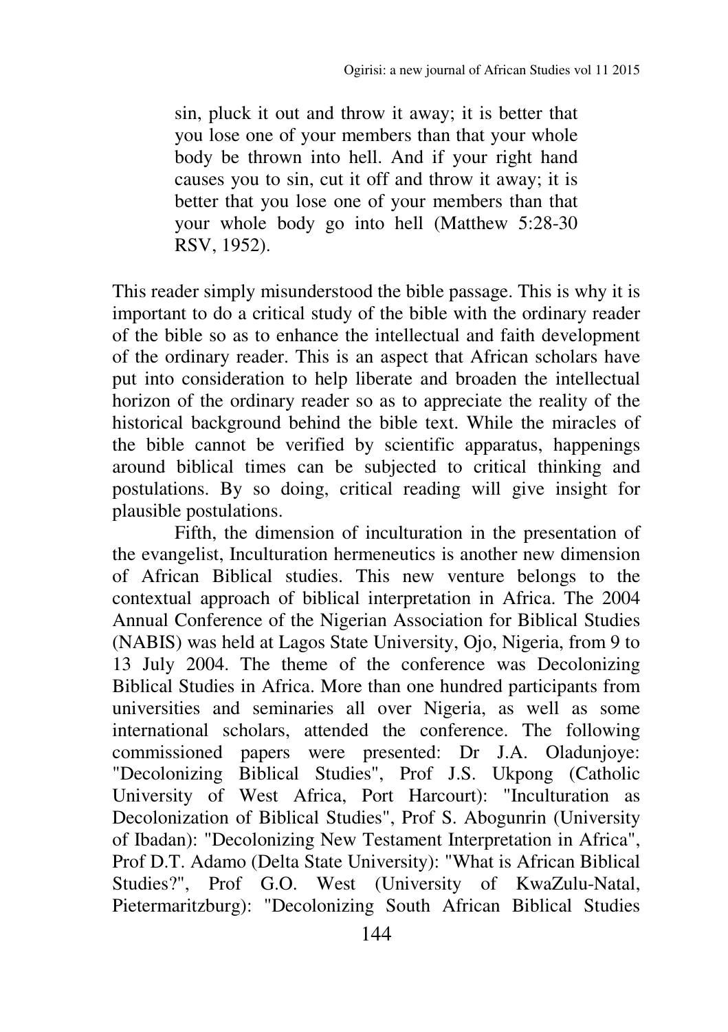> sin, pluck it out and throw it away; it is better that you lose one of your members than that your whole body be thrown into hell. And if your right hand causes you to sin, cut it off and throw it away; it is better that you lose one of your members than that your whole body go into hell (Matthew 5:28-30 RSV, 1952).

This reader simply misunderstood the bible passage. This is why it is important to do a critical study of the bible with the ordinary reader of the bible so as to enhance the intellectual and faith development of the ordinary reader. This is an aspect that African scholars have put into consideration to help liberate and broaden the intellectual horizon of the ordinary reader so as to appreciate the reality of the historical background behind the bible text. While the miracles of the bible cannot be verified by scientific apparatus, happenings around biblical times can be subjected to critical thinking and postulations. By so doing, critical reading will give insight for plausible postulations.

Fifth, the dimension of inculturation in the presentation of the evangelist, Inculturation hermeneutics is another new dimension of African Biblical studies. This new venture belongs to the contextual approach of biblical interpretation in Africa. The 2004 Annual Conference of the Nigerian Association for Biblical Studies (NABIS) was held at Lagos State University, Ojo, Nigeria, from 9 to 13 July 2004. The theme of the conference was Decolonizing Biblical Studies in Africa. More than one hundred participants from universities and seminaries all over Nigeria, as well as some international scholars, attended the conference. The following commissioned papers were presented: Dr J.A. Oladunjoye: "Decolonizing Biblical Studies", Prof J.S. Ukpong (Catholic University of West Africa, Port Harcourt): "Inculturation as Decolonization of Biblical Studies", Prof S. Abogunrin (University of Ibadan): "Decolonizing New Testament Interpretation in Africa", Prof D.T. Adamo (Delta State University): "What is African Biblical Studies?", Prof G.O. West (University of KwaZulu-Natal, Pietermaritzburg): "Decolonizing South African Biblical Studies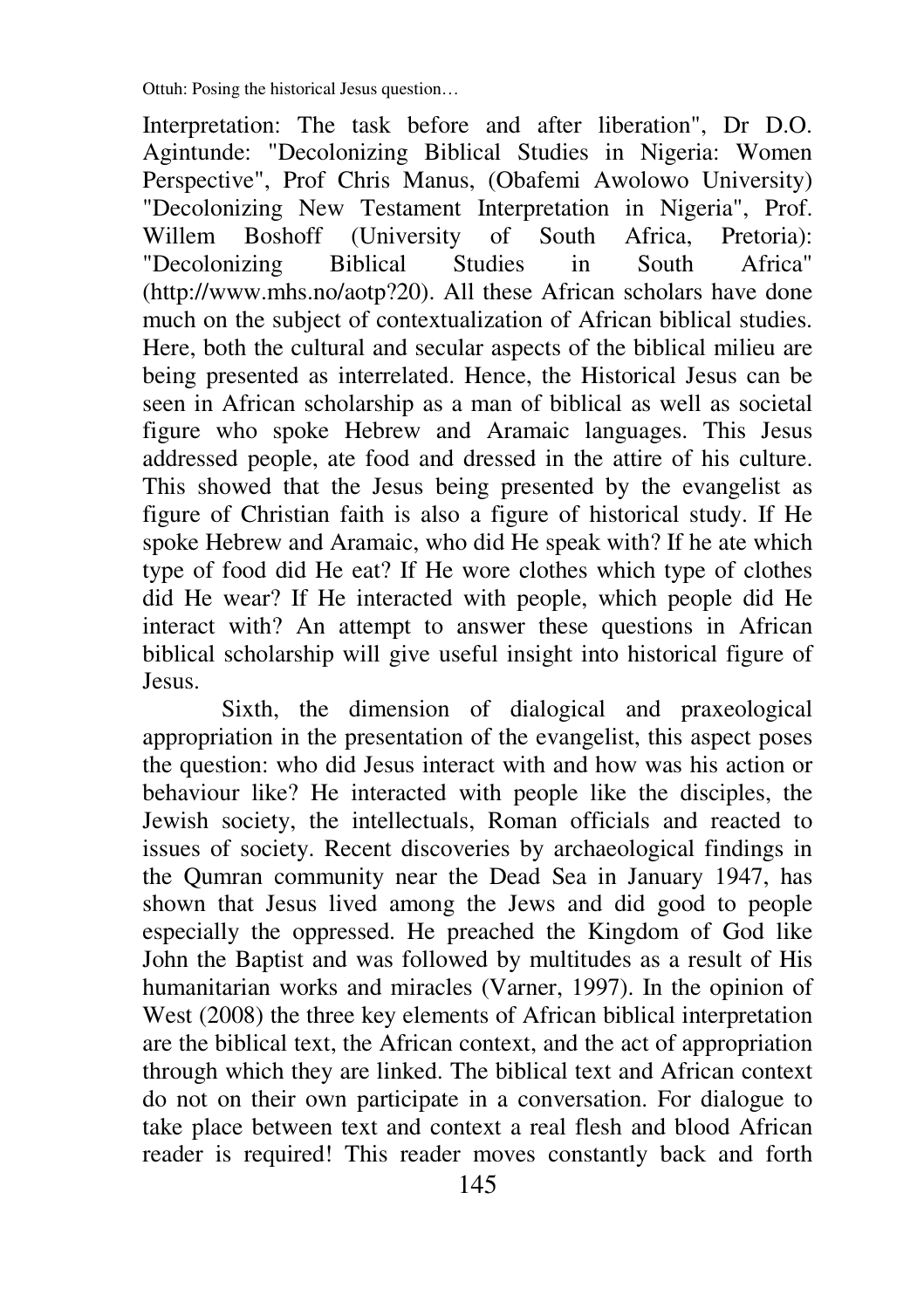Interpretation: The task before and after liberation", Dr D.O. Agintunde: "Decolonizing Biblical Studies in Nigeria: Women Perspective", Prof Chris Manus, (Obafemi Awolowo University) "Decolonizing New Testament Interpretation in Nigeria", Prof. Willem Boshoff (University of South Africa, Pretoria): "Decolonizing Biblical Studies in South Africa" (http://www.mhs.no/aotp?20). All these African scholars have done much on the subject of contextualization of African biblical studies. Here, both the cultural and secular aspects of the biblical milieu are being presented as interrelated. Hence, the Historical Jesus can be seen in African scholarship as a man of biblical as well as societal figure who spoke Hebrew and Aramaic languages. This Jesus addressed people, ate food and dressed in the attire of his culture. This showed that the Jesus being presented by the evangelist as figure of Christian faith is also a figure of historical study. If He spoke Hebrew and Aramaic, who did He speak with? If he ate which type of food did He eat? If He wore clothes which type of clothes did He wear? If He interacted with people, which people did He interact with? An attempt to answer these questions in African biblical scholarship will give useful insight into historical figure of Jesus.

Sixth, the dimension of dialogical and praxeological appropriation in the presentation of the evangelist, this aspect poses the question: who did Jesus interact with and how was his action or behaviour like? He interacted with people like the disciples, the Jewish society, the intellectuals, Roman officials and reacted to issues of society. Recent discoveries by archaeological findings in the Qumran community near the Dead Sea in January 1947, has shown that Jesus lived among the Jews and did good to people especially the oppressed. He preached the Kingdom of God like John the Baptist and was followed by multitudes as a result of His humanitarian works and miracles (Varner, 1997). In the opinion of West (2008) the three key elements of African biblical interpretation are the biblical text, the African context, and the act of appropriation through which they are linked. The biblical text and African context do not on their own participate in a conversation. For dialogue to take place between text and context a real flesh and blood African reader is required! This reader moves constantly back and forth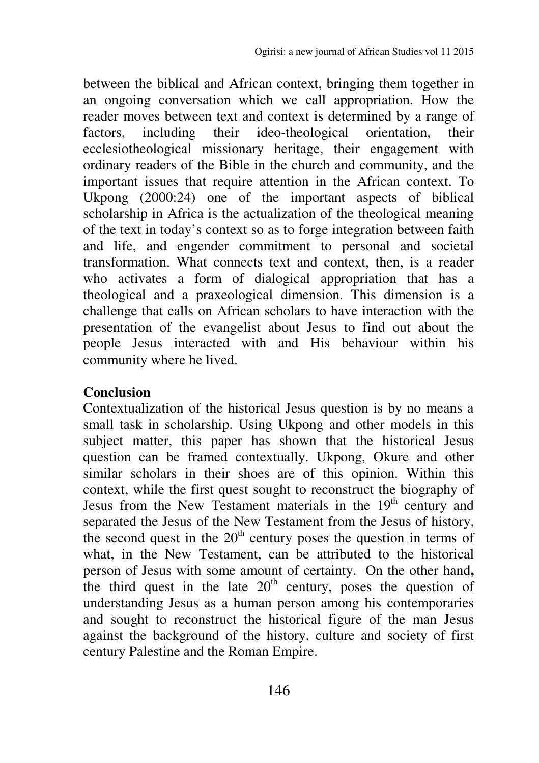between the biblical and African context, bringing them together in an ongoing conversation which we call appropriation. How the reader moves between text and context is determined by a range of factors, including their ideo-theological orientation, their ecclesiotheological missionary heritage, their engagement with ordinary readers of the Bible in the church and community, and the important issues that require attention in the African context. To Ukpong (2000:24) one of the important aspects of biblical scholarship in Africa is the actualization of the theological meaning of the text in today's context so as to forge integration between faith and life, and engender commitment to personal and societal transformation. What connects text and context, then, is a reader who activates a form of dialogical appropriation that has a theological and a praxeological dimension. This dimension is a challenge that calls on African scholars to have interaction with the presentation of the evangelist about Jesus to find out about the people Jesus interacted with and His behaviour within his community where he lived.

## Conclusion

Contextualization of the historical Jesus question is by no means a small task in scholarship. Using Ukpong and other models in this subject matter, this paper has shown that the historical Jesus question can be framed contextually. Ukpong, Okure and other similar scholars in their shoes are of this opinion. Within this context, while the first quest sought to reconstruct the biography of Jesus from the New Testament materials in the 19th century and separated the Jesus of the New Testament from the Jesus of history, the second quest in the 20th century poses the question in terms of what, in the New Testament, can be attributed to the historical person of Jesus with some amount of certainty. On the other hand**,** the third quest in the late 20th century, poses the question of understanding Jesus as a human person among his contemporaries and sought to reconstruct the historical figure of the man Jesus against the background of the history, culture and society of first century Palestine and the Roman Empire.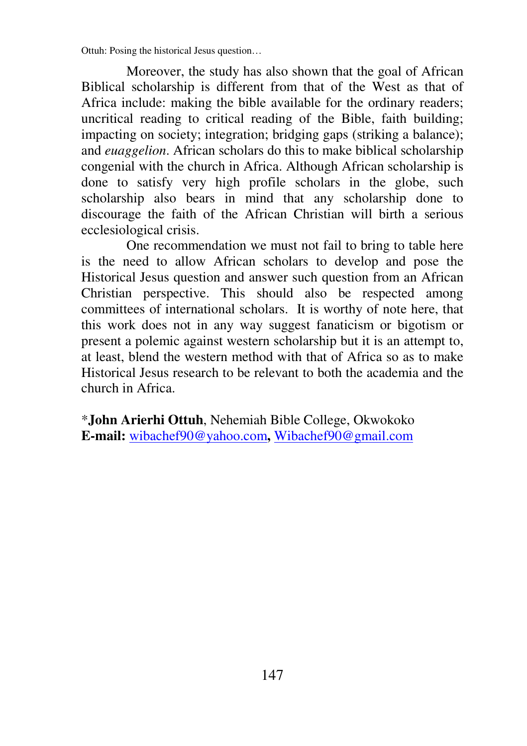Moreover, the study has also shown that the goal of African Biblical scholarship is different from that of the West as that of Africa include: making the bible available for the ordinary readers; uncritical reading to critical reading of the Bible, faith building; impacting on society; integration; bridging gaps (striking a balance); and *euaggelion*. African scholars do this to make biblical scholarship congenial with the church in Africa. Although African scholarship is done to satisfy very high profile scholars in the globe, such scholarship also bears in mind that any scholarship done to discourage the faith of the African Christian will birth a serious ecclesiological crisis.

One recommendation we must not fail to bring to table here is the need to allow African scholars to develop and pose the Historical Jesus question and answer such question from an African Christian perspective. This should also be respected among committees of international scholars. It is worthy of note here, that this work does not in any way suggest fanaticism or bigotism or present a polemic against western scholarship but it is an attempt to, at least, blend the western method with that of Africa so as to make Historical Jesus research to be relevant to both the academia and the church in Africa.

\***John Arierhi Ottuh**, Nehemiah Bible College, Okwokoko
**E-mail:** wibachef90@yahoo.com**,** Wibachef90@gmail.com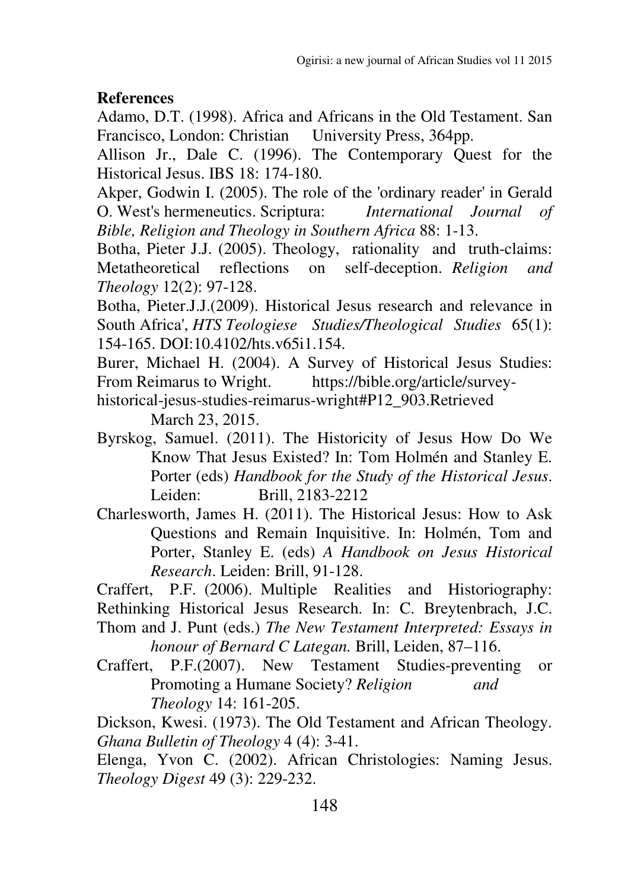**References**

Adamo, D.T. (1998). Africa and Africans in the Old Testament. San Francisco, London: Christian University Press, 364pp.

Allison Jr., Dale C. (1996). The Contemporary Quest for the Historical Jesus. IBS 18: 174-180.

Akper, Godwin I. (2005). The role of the 'ordinary reader' in Gerald O. West's hermeneutics. Scriptura: *International Journal of Bible, Religion and Theology in Southern Africa* 88: 1-13.

Botha, Pieter J.J. (2005). Theology, rationality and truth-claims: Metatheoretical reflections on self-deception. *Religion and Theology* 12(2): 97-128.

Botha, Pieter.J.J.(2009). Historical Jesus research and relevance in South Africa', *HTS Teologiese Studies/Theological Studies* 65(1): 154-165. DOI:10.4102/hts.v65i1.154.

Burer, Michael H. (2004). A Survey of Historical Jesus Studies: From Reimarus to Wright. https://bible.org/article/survey-historical-jesus-studies-reimarus-wright#P12_903.Retrieved March 23, 2015.

Byrskog, Samuel. (2011). The Historicity of Jesus How Do We Know That Jesus Existed? In: Tom Holmén and Stanley E. Porter (eds) *Handbook for the Study of the Historical Jesus*. Leiden: Brill, 2183-2212

Charlesworth, James H. (2011). The Historical Jesus: How to Ask Questions and Remain Inquisitive. In: Holmén, Tom and Porter, Stanley E. (eds) *A Handbook on Jesus Historical Research*. Leiden: Brill, 91-128.

Craffert, P.F. (2006). Multiple Realities and Historiography: Rethinking Historical Jesus Research. In: C. Breytenbrach, J.C. Thom and J. Punt (eds.) *The New Testament Interpreted: Essays in honour of Bernard C Lategan.* Brill, Leiden, 87–116.

Craffert, P.F.(2007). New Testament Studies-preventing or Promoting a Humane Society? *Religion and Theology* 14: 161-205.

Dickson, Kwesi. (1973). The Old Testament and African Theology. *Ghana Bulletin of Theology* 4 (4): 3-41.

Elenga, Yvon C. (2002). African Christologies: Naming Jesus. *Theology Digest* 49 (3): 229-232.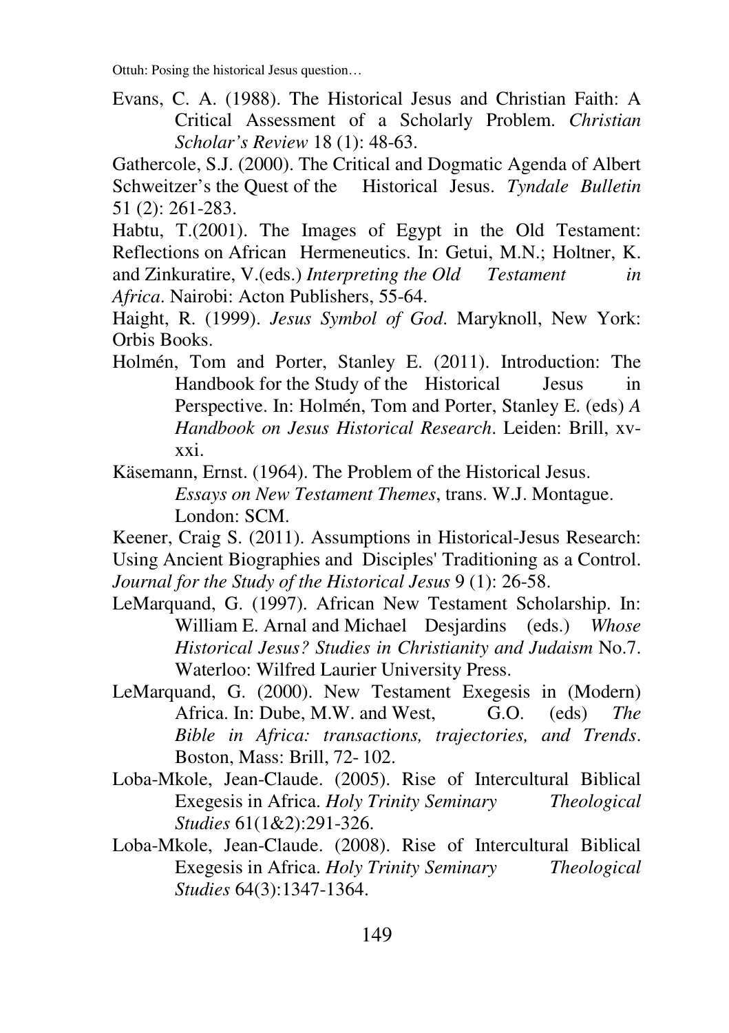Evans, C. A. (1988). The Historical Jesus and Christian Faith: A Critical Assessment of a Scholarly Problem. *Christian Scholar's Review* 18 (1): 48-63.

Gathercole, S.J. (2000). The Critical and Dogmatic Agenda of Albert Schweitzer's the Quest of the Historical Jesus. *Tyndale Bulletin* 51 (2): 261-283.

Habtu, T.(2001). The Images of Egypt in the Old Testament: Reflections on African Hermeneutics. In: Getui, M.N.; Holtner, K. and Zinkuratire, V.(eds.) *Interpreting the Old Testament in Africa*. Nairobi: Acton Publishers, 55-64.

Haight, R. (1999). *Jesus Symbol of God*. Maryknoll, New York: Orbis Books.

Holmén, Tom and Porter, Stanley E. (2011). Introduction: The Handbook for the Study of the Historical Jesus in Perspective. In: Holmén, Tom and Porter, Stanley E. (eds) *A Handbook on Jesus Historical Research*. Leiden: Brill, xv-xxi.

Käsemann, Ernst. (1964). The Problem of the Historical Jesus. *Essays on New Testament Themes*, trans. W.J. Montague. London: SCM.

Keener, Craig S. (2011). Assumptions in Historical-Jesus Research: Using Ancient Biographies and Disciples' Traditioning as a Control. *Journal for the Study of the Historical Jesus* 9 (1): 26-58.

LeMarquand, G. (1997). African New Testament Scholarship. In: William E. Arnal and Michael Desjardins (eds.) *Whose Historical Jesus? Studies in Christianity and Judaism* No.7. Waterloo: Wilfred Laurier University Press.

LeMarquand, G. (2000). New Testament Exegesis in (Modern) Africa. In: Dube, M.W. and West, G.O. (eds) *The Bible in Africa: transactions, trajectories, and Trends*. Boston, Mass: Brill, 72- 102.

Loba-Mkole, Jean-Claude. (2005). Rise of Intercultural Biblical Exegesis in Africa. *Holy Trinity Seminary Theological Studies* 61(1&2):291-326.

Loba-Mkole, Jean-Claude. (2008). Rise of Intercultural Biblical Exegesis in Africa. *Holy Trinity Seminary Theological Studies* 64(3):1347-1364.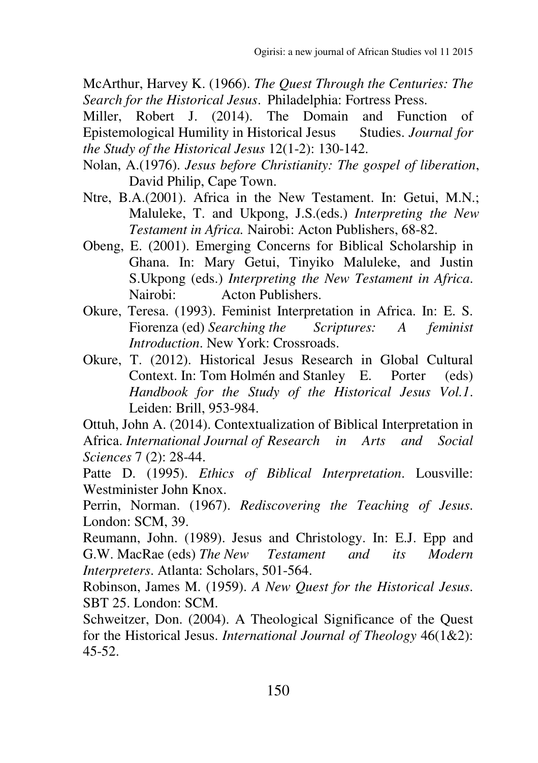McArthur, Harvey K. (1966). *The Quest Through the Centuries: The Search for the Historical Jesus*. Philadelphia: Fortress Press.

Miller, Robert J. (2014). The Domain and Function of Epistemological Humility in Historical Jesus Studies. *Journal for the Study of the Historical Jesus* 12(1-2): 130-142.

Nolan, A.(1976). *Jesus before Christianity: The gospel of liberation*, David Philip, Cape Town.

Ntre, B.A.(2001). Africa in the New Testament. In: Getui, M.N.; Maluleke, T. and Ukpong, J.S.(eds.) *Interpreting the New Testament in Africa.* Nairobi: Acton Publishers, 68-82.

Obeng, E. (2001). Emerging Concerns for Biblical Scholarship in Ghana. In: Mary Getui, Tinyiko Maluleke, and Justin S.Ukpong (eds.) *Interpreting the New Testament in Africa*. Nairobi: Acton Publishers.

Okure, Teresa. (1993). Feminist Interpretation in Africa. In: E. S. Fiorenza (ed) *Searching the Scriptures: A feminist Introduction*. New York: Crossroads.

Okure, T. (2012). Historical Jesus Research in Global Cultural Context. In: Tom Holmén and Stanley E. Porter (eds) *Handbook for the Study of the Historical Jesus Vol.1*. Leiden: Brill, 953-984.

Ottuh, John A. (2014). Contextualization of Biblical Interpretation in Africa. *International Journal of Research in Arts and Social Sciences* 7 (2): 28-44.

Patte D. (1995). *Ethics of Biblical Interpretation*. Lousville: Westminister John Knox.

Perrin, Norman. (1967). *Rediscovering the Teaching of Jesus*. London: SCM, 39.

Reumann, John. (1989). Jesus and Christology. In: E.J. Epp and G.W. MacRae (eds) *The New Testament and its Modern Interpreters*. Atlanta: Scholars, 501-564.

Robinson, James M. (1959). *A New Quest for the Historical Jesus*. SBT 25. London: SCM.

Schweitzer, Don. (2004). A Theological Significance of the Quest for the Historical Jesus. *International Journal of Theology* 46(1&2): 45-52.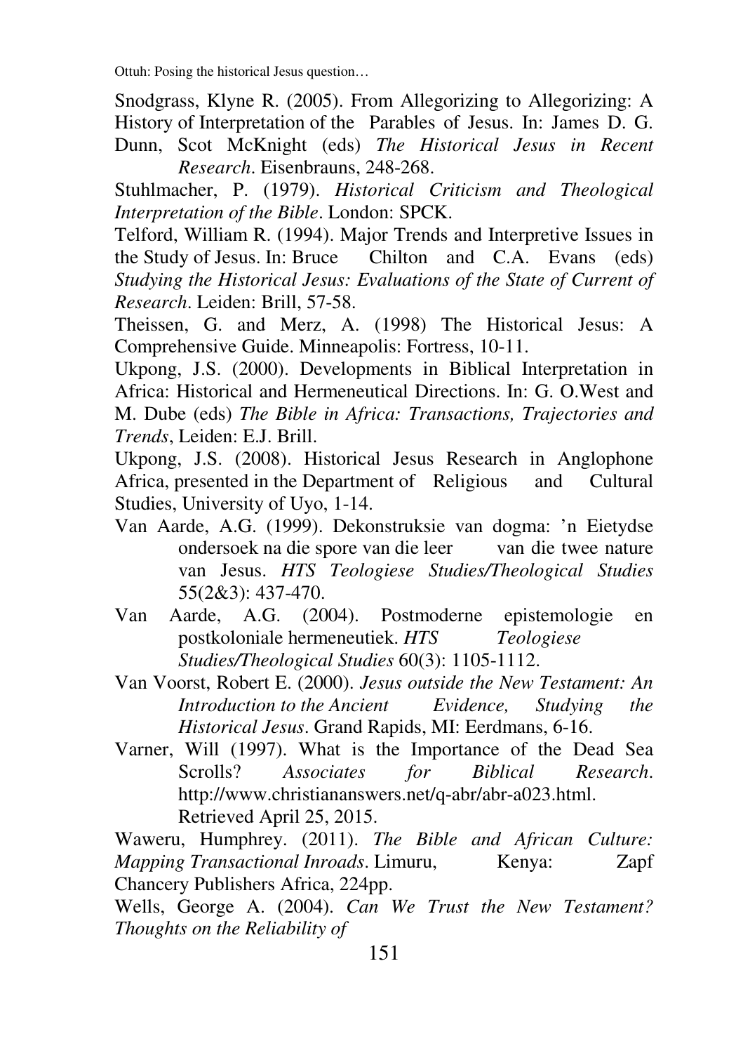Snodgrass, Klyne R. (2005). From Allegorizing to Allegorizing: A History of Interpretation of the Parables of Jesus. In: James D. G. Dunn, Scot McKnight (eds) *The Historical Jesus in Recent Research*. Eisenbrauns, 248-268.

Stuhlmacher, P. (1979). *Historical Criticism and Theological Interpretation of the Bible*. London: SPCK.

Telford, William R. (1994). Major Trends and Interpretive Issues in the Study of Jesus. In: Bruce Chilton and C.A. Evans (eds) *Studying the Historical Jesus: Evaluations of the State of Current of Research*. Leiden: Brill, 57-58.

Theissen, G. and Merz, A. (1998) The Historical Jesus: A Comprehensive Guide. Minneapolis: Fortress, 10-11.

Ukpong, J.S. (2000). Developments in Biblical Interpretation in Africa: Historical and Hermeneutical Directions. In: G. O.West and M. Dube (eds) *The Bible in Africa: Transactions, Trajectories and Trends*, Leiden: E.J. Brill.

Ukpong, J.S. (2008). Historical Jesus Research in Anglophone Africa, presented in the Department of Religious and Cultural Studies, University of Uyo, 1-14.

Van Aarde, A.G. (1999). Dekonstruksie van dogma: 'n Eietydse ondersoek na die spore van die leer van die twee nature van Jesus. *HTS Teologiese Studies/Theological Studies* 55(2&3): 437-470.

Van Aarde, A.G. (2004). Postmoderne epistemologie en postkoloniale hermeneutiek. *HTS Teologiese Studies/Theological Studies* 60(3): 1105-1112.

Van Voorst, Robert E. (2000). *Jesus outside the New Testament: An Introduction to the Ancient Evidence, Studying the Historical Jesus*. Grand Rapids, MI: Eerdmans, 6-16.

Varner, Will (1997). What is the Importance of the Dead Sea Scrolls? *Associates for Biblical Research*. http://www.christiananswers.net/q-abr/abr-a023.html. Retrieved April 25, 2015.

Waweru, Humphrey. (2011). *The Bible and African Culture: Mapping Transactional Inroads*. Limuru, Kenya: Zapf Chancery Publishers Africa, 224pp.

Wells, George A. (2004). *Can We Trust the New Testament? Thoughts on the Reliability of*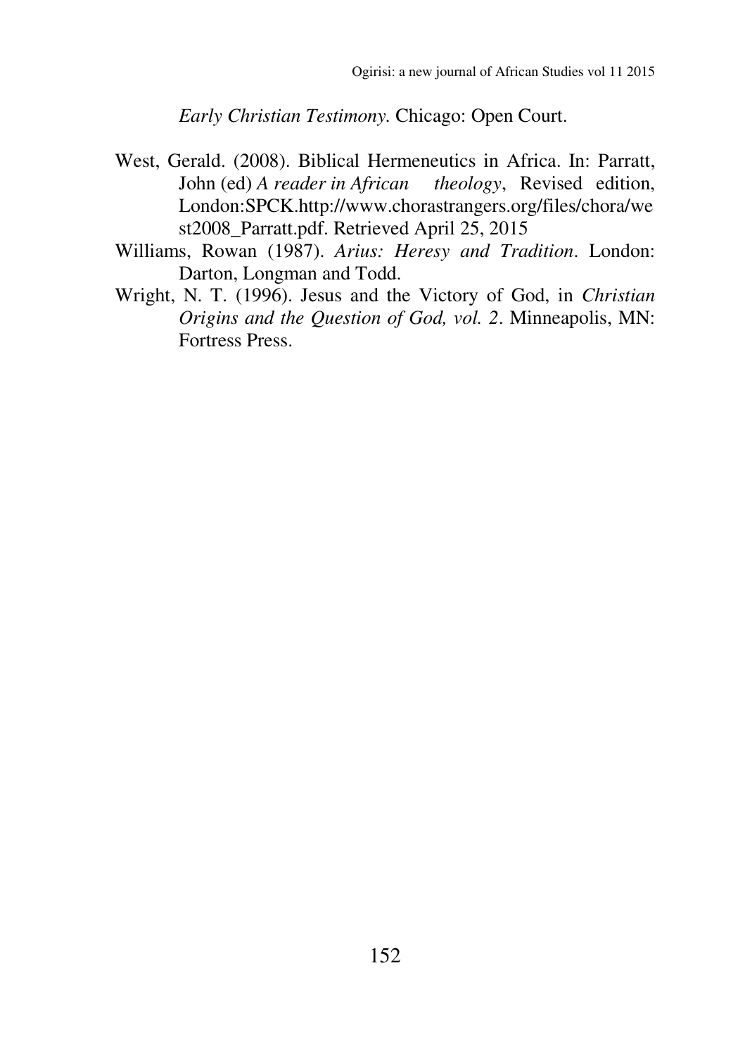*Early Christian Testimony.* Chicago: Open Court.

West, Gerald. (2008). Biblical Hermeneutics in Africa. In: Parratt, John (ed) *A reader in African theology*, Revised edition, London:SPCK.http://www.chorastrangers.org/files/chora/west2008_Parratt.pdf. Retrieved April 25, 2015

Williams, Rowan (1987). *Arius: Heresy and Tradition*. London: Darton, Longman and Todd.

Wright, N. T. (1996). Jesus and the Victory of God, in *Christian Origins and the Question of God, vol. 2*. Minneapolis, MN: Fortress Press.